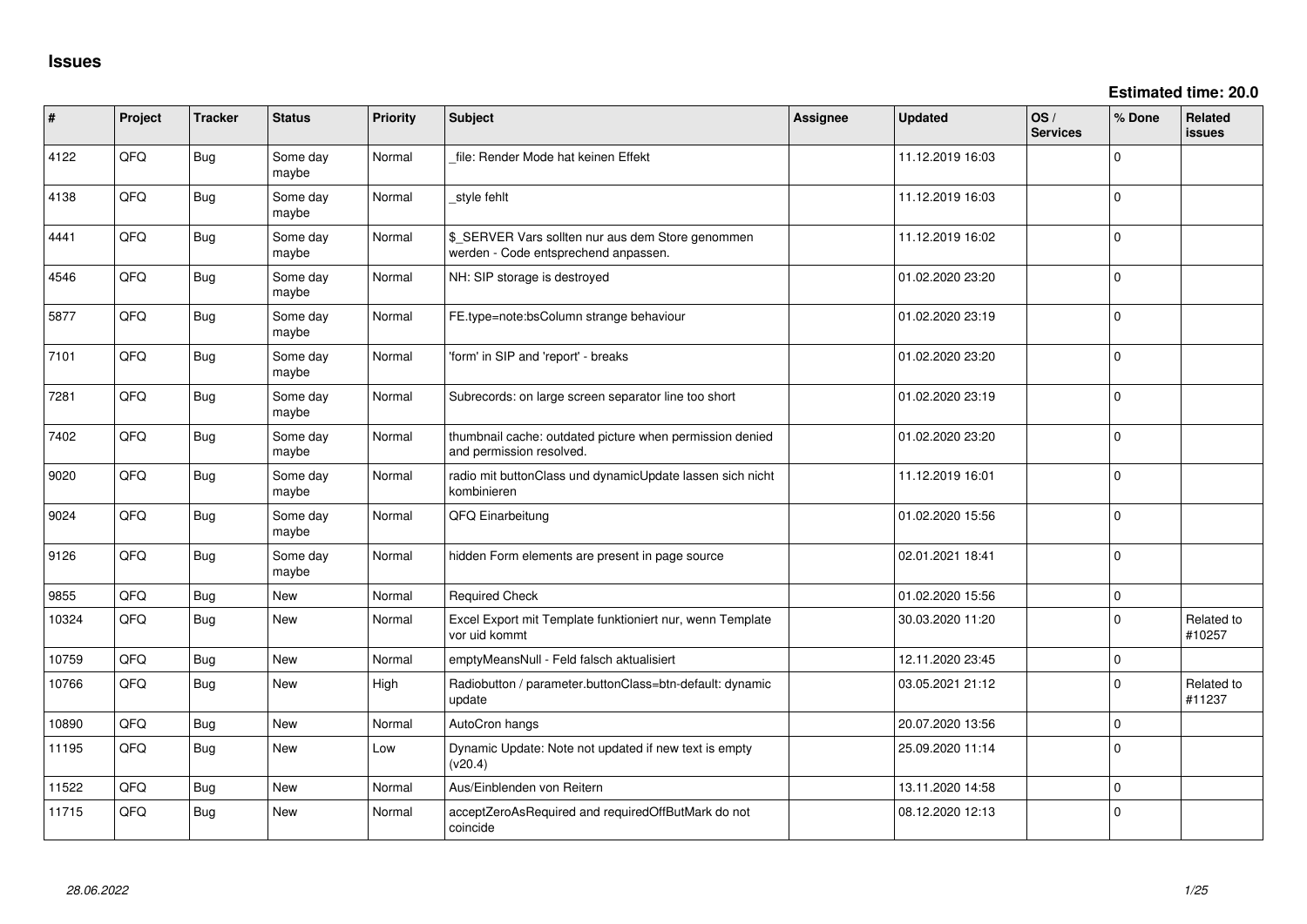# Issues

**Estimated time: 20.0**

| # | Project | Tracker | Status | Priority | Subject | Assignee | Updated | OS / Services | % Done | Related issues |
|---|---|---|---|---|---|---|---|---|---|---|
| 4122 | QFQ | Bug | Some day maybe | Normal | _file: Render Mode hat keinen Effekt | | 11.12.2019 16:03 | | 0 | |
| 4138 | QFQ | Bug | Some day maybe | Normal | _style fehlt | | 11.12.2019 16:03 | | 0 | |
| 4441 | QFQ | Bug | Some day maybe | Normal | $_SERVER Vars sollten nur aus dem Store genommen werden - Code entsprechend anpassen. | | 11.12.2019 16:02 | | 0 | |
| 4546 | QFQ | Bug | Some day maybe | Normal | NH: SIP storage is destroyed | | 01.02.2020 23:20 | | 0 | |
| 5877 | QFQ | Bug | Some day maybe | Normal | FE.type=note:bsColumn strange behaviour | | 01.02.2020 23:19 | | 0 | |
| 7101 | QFQ | Bug | Some day maybe | Normal | 'form' in SIP and 'report' - breaks | | 01.02.2020 23:20 | | 0 | |
| 7281 | QFQ | Bug | Some day maybe | Normal | Subrecords: on large screen separator line too short | | 01.02.2020 23:19 | | 0 | |
| 7402 | QFQ | Bug | Some day maybe | Normal | thumbnail cache: outdated picture when permission denied and permission resolved. | | 01.02.2020 23:20 | | 0 | |
| 9020 | QFQ | Bug | Some day maybe | Normal | radio mit buttonClass und dynamicUpdate lassen sich nicht kombinieren | | 11.12.2019 16:01 | | 0 | |
| 9024 | QFQ | Bug | Some day maybe | Normal | QFQ Einarbeitung | | 01.02.2020 15:56 | | 0 | |
| 9126 | QFQ | Bug | Some day maybe | Normal | hidden Form elements are present in page source | | 02.01.2021 18:41 | | 0 | |
| 9855 | QFQ | Bug | New | Normal | Required Check | | 01.02.2020 15:56 | | 0 | |
| 10324 | QFQ | Bug | New | Normal | Excel Export mit Template funktioniert nur, wenn Template vor uid kommt | | 30.03.2020 11:20 | | 0 | Related to #10257 |
| 10759 | QFQ | Bug | New | Normal | emptyMeansNull - Feld falsch aktualisiert | | 12.11.2020 23:45 | | 0 | |
| 10766 | QFQ | Bug | New | High | Radiobutton / parameter.buttonClass=btn-default: dynamic update | | 03.05.2021 21:12 | | 0 | Related to #11237 |
| 10890 | QFQ | Bug | New | Normal | AutoCron hangs | | 20.07.2020 13:56 | | 0 | |
| 11195 | QFQ | Bug | New | Low | Dynamic Update: Note not updated if new text is empty (v20.4) | | 25.09.2020 11:14 | | 0 | |
| 11522 | QFQ | Bug | New | Normal | Aus/Einblenden von Reitern | | 13.11.2020 14:58 | | 0 | |
| 11715 | QFQ | Bug | New | Normal | acceptZeroAsRequired and requiredOffButMark do not coincide | | 08.12.2020 12:13 | | 0 | |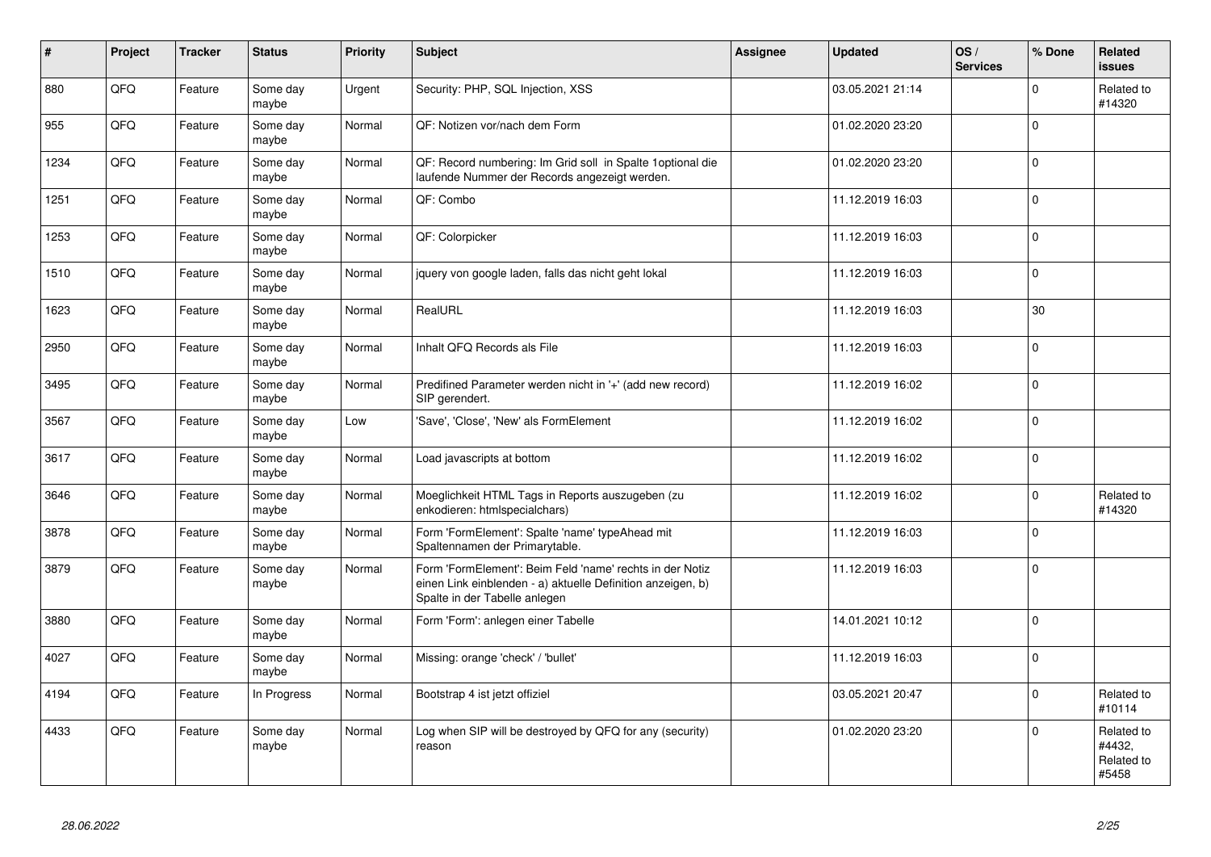| # | Project | Tracker | Status | Priority | Subject | Assignee | Updated | OS / Services | % Done | Related issues |
|---|---|---|---|---|---|---|---|---|---|---|
| 880 | QFQ | Feature | Some day maybe | Urgent | Security: PHP, SQL Injection, XSS | | 03.05.2021 21:14 | | 0 | Related to #14320 |
| 955 | QFQ | Feature | Some day maybe | Normal | QF: Notizen vor/nach dem Form | | 01.02.2020 23:20 | | 0 | |
| 1234 | QFQ | Feature | Some day maybe | Normal | QF: Record numbering: Im Grid soll in Spalte 1optional die laufende Nummer der Records angezeigt werden. | | 01.02.2020 23:20 | | 0 | |
| 1251 | QFQ | Feature | Some day maybe | Normal | QF: Combo | | 11.12.2019 16:03 | | 0 | |
| 1253 | QFQ | Feature | Some day maybe | Normal | QF: Colorpicker | | 11.12.2019 16:03 | | 0 | |
| 1510 | QFQ | Feature | Some day maybe | Normal | jquery von google laden, falls das nicht geht lokal | | 11.12.2019 16:03 | | 0 | |
| 1623 | QFQ | Feature | Some day maybe | Normal | RealURL | | 11.12.2019 16:03 | | 30 | |
| 2950 | QFQ | Feature | Some day maybe | Normal | Inhalt QFQ Records als File | | 11.12.2019 16:03 | | 0 | |
| 3495 | QFQ | Feature | Some day maybe | Normal | Predifined Parameter werden nicht in '+' (add new record) SIP gerendert. | | 11.12.2019 16:02 | | 0 | |
| 3567 | QFQ | Feature | Some day maybe | Low | 'Save', 'Close', 'New' als FormElement | | 11.12.2019 16:02 | | 0 | |
| 3617 | QFQ | Feature | Some day maybe | Normal | Load javascripts at bottom | | 11.12.2019 16:02 | | 0 | |
| 3646 | QFQ | Feature | Some day maybe | Normal | Moeglichkeit HTML Tags in Reports auszugeben (zu enkodieren: htmlspecialchars) | | 11.12.2019 16:02 | | 0 | Related to #14320 |
| 3878 | QFQ | Feature | Some day maybe | Normal | Form 'FormElement': Spalte 'name' typeAhead mit Spaltennamen der Primarytable. | | 11.12.2019 16:03 | | 0 | |
| 3879 | QFQ | Feature | Some day maybe | Normal | Form 'FormElement': Beim Feld 'name' rechts in der Notiz einen Link einblenden - a) aktuelle Definition anzeigen, b) Spalte in der Tabelle anlegen | | 11.12.2019 16:03 | | 0 | |
| 3880 | QFQ | Feature | Some day maybe | Normal | Form 'Form': anlegen einer Tabelle | | 14.01.2021 10:12 | | 0 | |
| 4027 | QFQ | Feature | Some day maybe | Normal | Missing: orange 'check' / 'bullet' | | 11.12.2019 16:03 | | 0 | |
| 4194 | QFQ | Feature | In Progress | Normal | Bootstrap 4 ist jetzt offiziel | | 03.05.2021 20:47 | | 0 | Related to #10114 |
| 4433 | QFQ | Feature | Some day maybe | Normal | Log when SIP will be destroyed by QFQ for any (security) reason | | 01.02.2020 23:20 | | 0 | Related to #4432, Related to #5458 |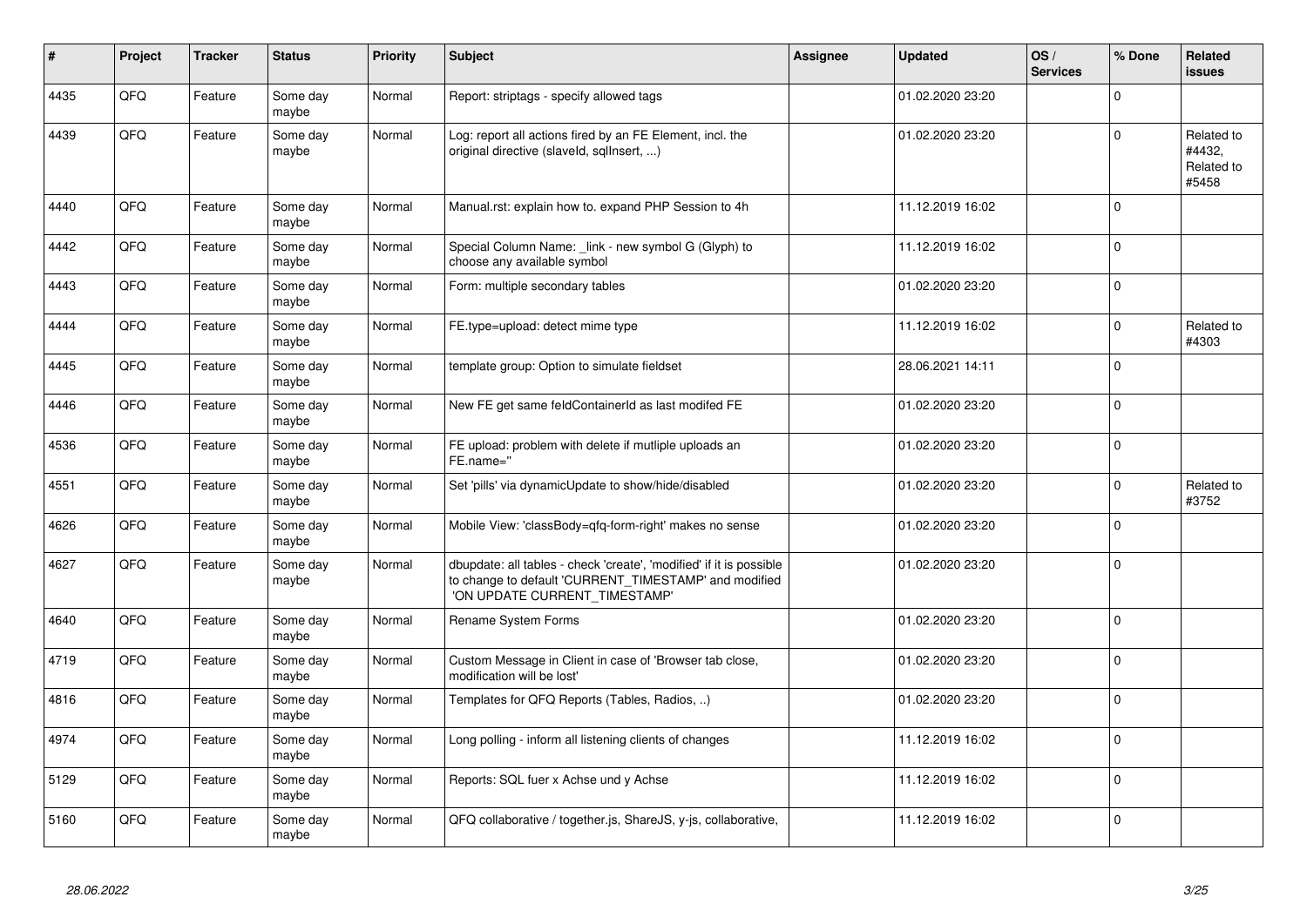| # | Project | Tracker | Status | Priority | Subject | Assignee | Updated | OS / Services | % Done | Related issues |
|---|---|---|---|---|---|---|---|---|---|---|
| 4435 | QFQ | Feature | Some day maybe | Normal | Report: striptags - specify allowed tags | | 01.02.2020 23:20 | | 0 | |
| 4439 | QFQ | Feature | Some day maybe | Normal | Log: report all actions fired by an FE Element, incl. the original directive (slaveId, sqlInsert, ...) | | 01.02.2020 23:20 | | 0 | Related to #4432, Related to #5458 |
| 4440 | QFQ | Feature | Some day maybe | Normal | Manual.rst: explain how to. expand PHP Session to 4h | | 11.12.2019 16:02 | | 0 | |
| 4442 | QFQ | Feature | Some day maybe | Normal | Special Column Name: _link - new symbol G (Glyph) to choose any available symbol | | 11.12.2019 16:02 | | 0 | |
| 4443 | QFQ | Feature | Some day maybe | Normal | Form: multiple secondary tables | | 01.02.2020 23:20 | | 0 | |
| 4444 | QFQ | Feature | Some day maybe | Normal | FE.type=upload: detect mime type | | 11.12.2019 16:02 | | 0 | Related to #4303 |
| 4445 | QFQ | Feature | Some day maybe | Normal | template group: Option to simulate fieldset | | 28.06.2021 14:11 | | 0 | |
| 4446 | QFQ | Feature | Some day maybe | Normal | New FE get same feldContainerId as last modifed FE | | 01.02.2020 23:20 | | 0 | |
| 4536 | QFQ | Feature | Some day maybe | Normal | FE upload: problem with delete if mutliple uploads an FE.name=" | | 01.02.2020 23:20 | | 0 | |
| 4551 | QFQ | Feature | Some day maybe | Normal | Set 'pills' via dynamicUpdate to show/hide/disabled | | 01.02.2020 23:20 | | 0 | Related to #3752 |
| 4626 | QFQ | Feature | Some day maybe | Normal | Mobile View: 'classBody=qfq-form-right' makes no sense | | 01.02.2020 23:20 | | 0 | |
| 4627 | QFQ | Feature | Some day maybe | Normal | dbupdate: all tables - check 'create', 'modified' if it is possible to change to default 'CURRENT_TIMESTAMP' and modified 'ON UPDATE CURRENT_TIMESTAMP' | | 01.02.2020 23:20 | | 0 | |
| 4640 | QFQ | Feature | Some day maybe | Normal | Rename System Forms | | 01.02.2020 23:20 | | 0 | |
| 4719 | QFQ | Feature | Some day maybe | Normal | Custom Message in Client in case of 'Browser tab close, modification will be lost' | | 01.02.2020 23:20 | | 0 | |
| 4816 | QFQ | Feature | Some day maybe | Normal | Templates for QFQ Reports (Tables, Radios, ..) | | 01.02.2020 23:20 | | 0 | |
| 4974 | QFQ | Feature | Some day maybe | Normal | Long polling - inform all listening clients of changes | | 11.12.2019 16:02 | | 0 | |
| 5129 | QFQ | Feature | Some day maybe | Normal | Reports: SQL fuer x Achse und y Achse | | 11.12.2019 16:02 | | 0 | |
| 5160 | QFQ | Feature | Some day maybe | Normal | QFQ collaborative / together.js, ShareJS, y-js, collaborative, | | 11.12.2019 16:02 | | 0 | |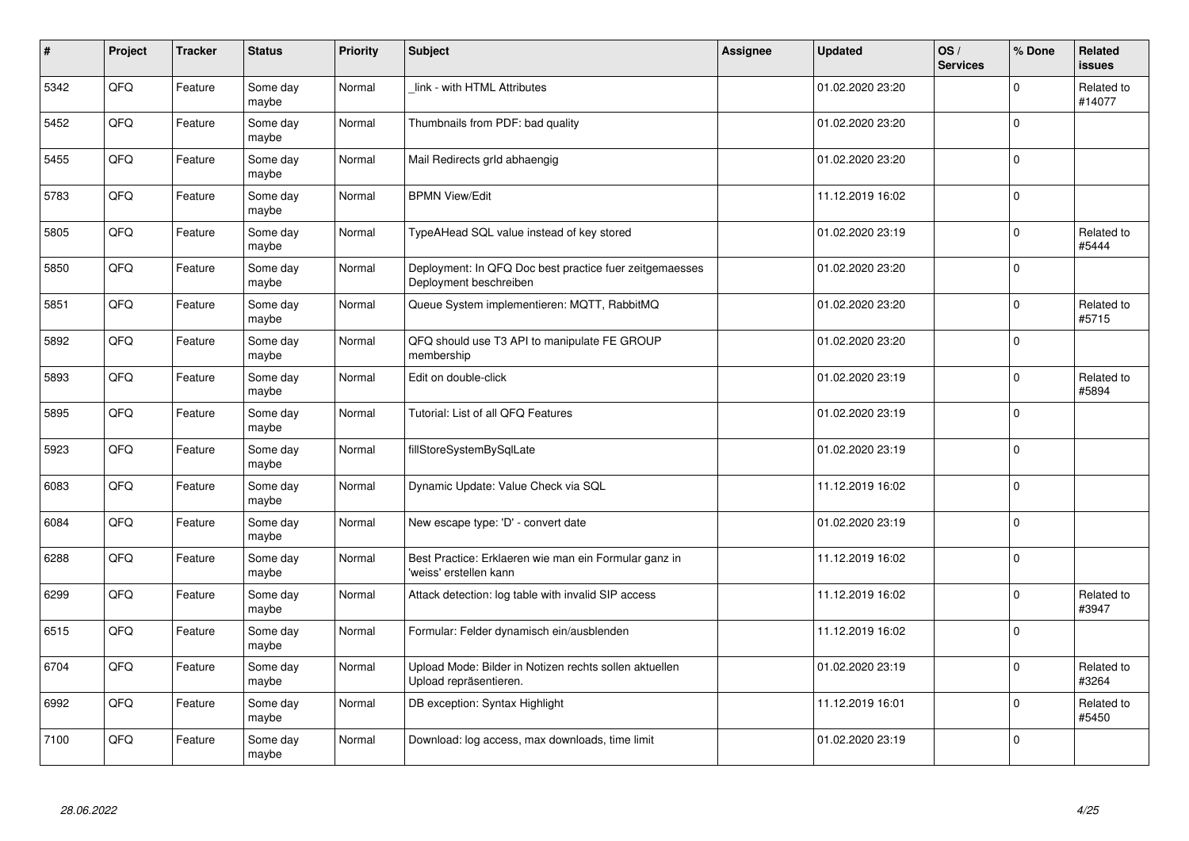| # | Project | Tracker | Status | Priority | Subject | Assignee | Updated | OS / Services | % Done | Related issues |
|---|---|---|---|---|---|---|---|---|---|---|
| 5342 | QFO | Feature | Some day maybe | Normal | _link - with HTML Attributes | | 01.02.2020 23:20 | | 0 | Related to #14077 |
| 5452 | QFO | Feature | Some day maybe | Normal | Thumbnails from PDF: bad quality | | 01.02.2020 23:20 | | 0 | |
| 5455 | QFO | Feature | Some day maybe | Normal | Mail Redirects grId abhaengig | | 01.02.2020 23:20 | | 0 | |
| 5783 | QFO | Feature | Some day maybe | Normal | BPMN View/Edit | | 11.12.2019 16:02 | | 0 | |
| 5805 | QFO | Feature | Some day maybe | Normal | TypeAHead SQL value instead of key stored | | 01.02.2020 23:19 | | 0 | Related to #5444 |
| 5850 | QFO | Feature | Some day maybe | Normal | Deployment: In QFQ Doc best practice fuer zeitgemaesses Deployment beschreiben | | 01.02.2020 23:20 | | 0 | |
| 5851 | QFO | Feature | Some day maybe | Normal | Queue System implementieren: MQTT, RabbitMQ | | 01.02.2020 23:20 | | 0 | Related to #5715 |
| 5892 | QFO | Feature | Some day maybe | Normal | QFQ should use T3 API to manipulate FE GROUP membership | | 01.02.2020 23:20 | | 0 | |
| 5893 | QFO | Feature | Some day maybe | Normal | Edit on double-click | | 01.02.2020 23:19 | | 0 | Related to #5894 |
| 5895 | QFO | Feature | Some day maybe | Normal | Tutorial: List of all QFQ Features | | 01.02.2020 23:19 | | 0 | |
| 5923 | QFO | Feature | Some day maybe | Normal | fillStoreSystemBySqlLate | | 01.02.2020 23:19 | | 0 | |
| 6083 | QFO | Feature | Some day maybe | Normal | Dynamic Update: Value Check via SQL | | 11.12.2019 16:02 | | 0 | |
| 6084 | QFO | Feature | Some day maybe | Normal | New escape type: 'D' - convert date | | 01.02.2020 23:19 | | 0 | |
| 6288 | QFO | Feature | Some day maybe | Normal | Best Practice: Erklaeren wie man ein Formular ganz in 'weiss' erstellen kann | | 11.12.2019 16:02 | | 0 | |
| 6299 | QFO | Feature | Some day maybe | Normal | Attack detection: log table with invalid SIP access | | 11.12.2019 16:02 | | 0 | Related to #3947 |
| 6515 | QFO | Feature | Some day maybe | Normal | Formular: Felder dynamisch ein/ausblenden | | 11.12.2019 16:02 | | 0 | |
| 6704 | QFO | Feature | Some day maybe | Normal | Upload Mode: Bilder in Notizen rechts sollen aktuellen Upload repräsentieren. | | 01.02.2020 23:19 | | 0 | Related to #3264 |
| 6992 | QFO | Feature | Some day maybe | Normal | DB exception: Syntax Highlight | | 11.12.2019 16:01 | | 0 | Related to #5450 |
| 7100 | QFO | Feature | Some day maybe | Normal | Download: log access, max downloads, time limit | | 01.02.2020 23:19 | | 0 | |

*28.06.2022*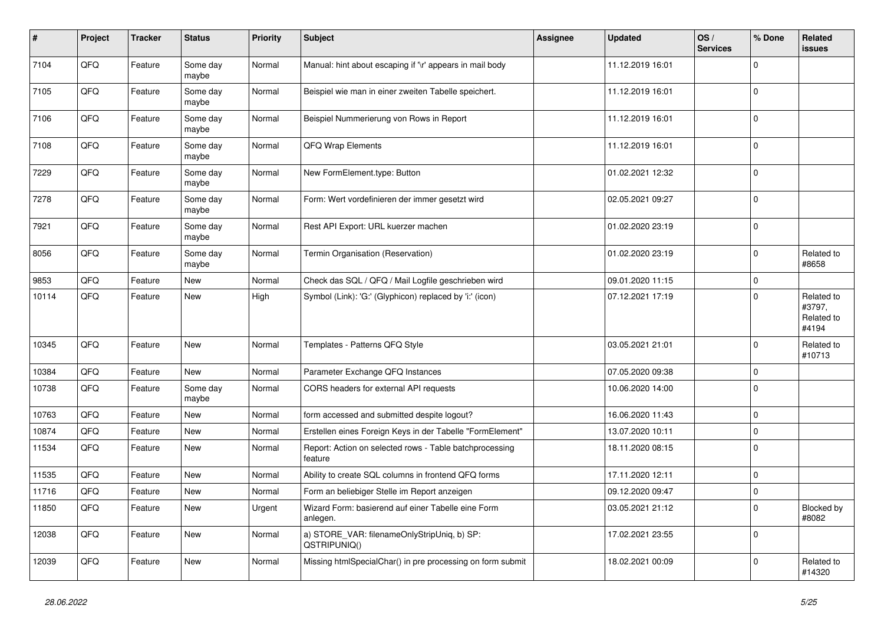| # | Project | Tracker | Status | Priority | Subject | Assignee | Updated | OS / Services | % Done | Related issues |
|---|---|---|---|---|---|---|---|---|---|---|
| 7104 | QFQ | Feature | Some day maybe | Normal | Manual: hint about escaping if '\r' appears in mail body | | 11.12.2019 16:01 | | 0 | |
| 7105 | QFQ | Feature | Some day maybe | Normal | Beispiel wie man in einer zweiten Tabelle speichert. | | 11.12.2019 16:01 | | 0 | |
| 7106 | QFQ | Feature | Some day maybe | Normal | Beispiel Nummerierung von Rows in Report | | 11.12.2019 16:01 | | 0 | |
| 7108 | QFQ | Feature | Some day maybe | Normal | QFQ Wrap Elements | | 11.12.2019 16:01 | | 0 | |
| 7229 | QFQ | Feature | Some day maybe | Normal | New FormElement.type: Button | | 01.02.2021 12:32 | | 0 | |
| 7278 | QFQ | Feature | Some day maybe | Normal | Form: Wert vordefinieren der immer gesetzt wird | | 02.05.2021 09:27 | | 0 | |
| 7921 | QFQ | Feature | Some day maybe | Normal | Rest API Export: URL kuerzer machen | | 01.02.2020 23:19 | | 0 | |
| 8056 | QFQ | Feature | Some day maybe | Normal | Termin Organisation (Reservation) | | 01.02.2020 23:19 | | 0 | Related to #8658 |
| 9853 | QFQ | Feature | New | Normal | Check das SQL / QFQ / Mail Logfile geschrieben wird | | 09.01.2020 11:15 | | 0 | |
| 10114 | QFQ | Feature | New | High | Symbol (Link): 'G:' (Glyphicon) replaced by 'i:' (icon) | | 07.12.2021 17:19 | | 0 | Related to #3797, Related to #4194 |
| 10345 | QFQ | Feature | New | Normal | Templates - Patterns QFQ Style | | 03.05.2021 21:01 | | 0 | Related to #10713 |
| 10384 | QFQ | Feature | New | Normal | Parameter Exchange QFQ Instances | | 07.05.2020 09:38 | | 0 | |
| 10738 | QFQ | Feature | Some day maybe | Normal | CORS headers for external API requests | | 10.06.2020 14:00 | | 0 | |
| 10763 | QFQ | Feature | New | Normal | form accessed and submitted despite logout? | | 16.06.2020 11:43 | | 0 | |
| 10874 | QFQ | Feature | New | Normal | Erstellen eines Foreign Keys in der Tabelle "FormElement" | | 13.07.2020 10:11 | | 0 | |
| 11534 | QFQ | Feature | New | Normal | Report: Action on selected rows - Table batchprocessing feature | | 18.11.2020 08:15 | | 0 | |
| 11535 | QFQ | Feature | New | Normal | Ability to create SQL columns in frontend QFQ forms | | 17.11.2020 12:11 | | 0 | |
| 11716 | QFQ | Feature | New | Normal | Form an beliebiger Stelle im Report anzeigen | | 09.12.2020 09:47 | | 0 | |
| 11850 | QFQ | Feature | New | Urgent | Wizard Form: basierend auf einer Tabelle eine Form anlegen. | | 03.05.2021 21:12 | | 0 | Blocked by #8082 |
| 12038 | QFQ | Feature | New | Normal | a) STORE_VAR: filenameOnlyStripUniq, b) SP: QSTRIPUNIQ() | | 17.02.2021 23:55 | | 0 | |
| 12039 | QFQ | Feature | New | Normal | Missing htmlSpecialChar() in pre processing on form submit | | 18.02.2021 00:09 | | 0 | Related to #14320 |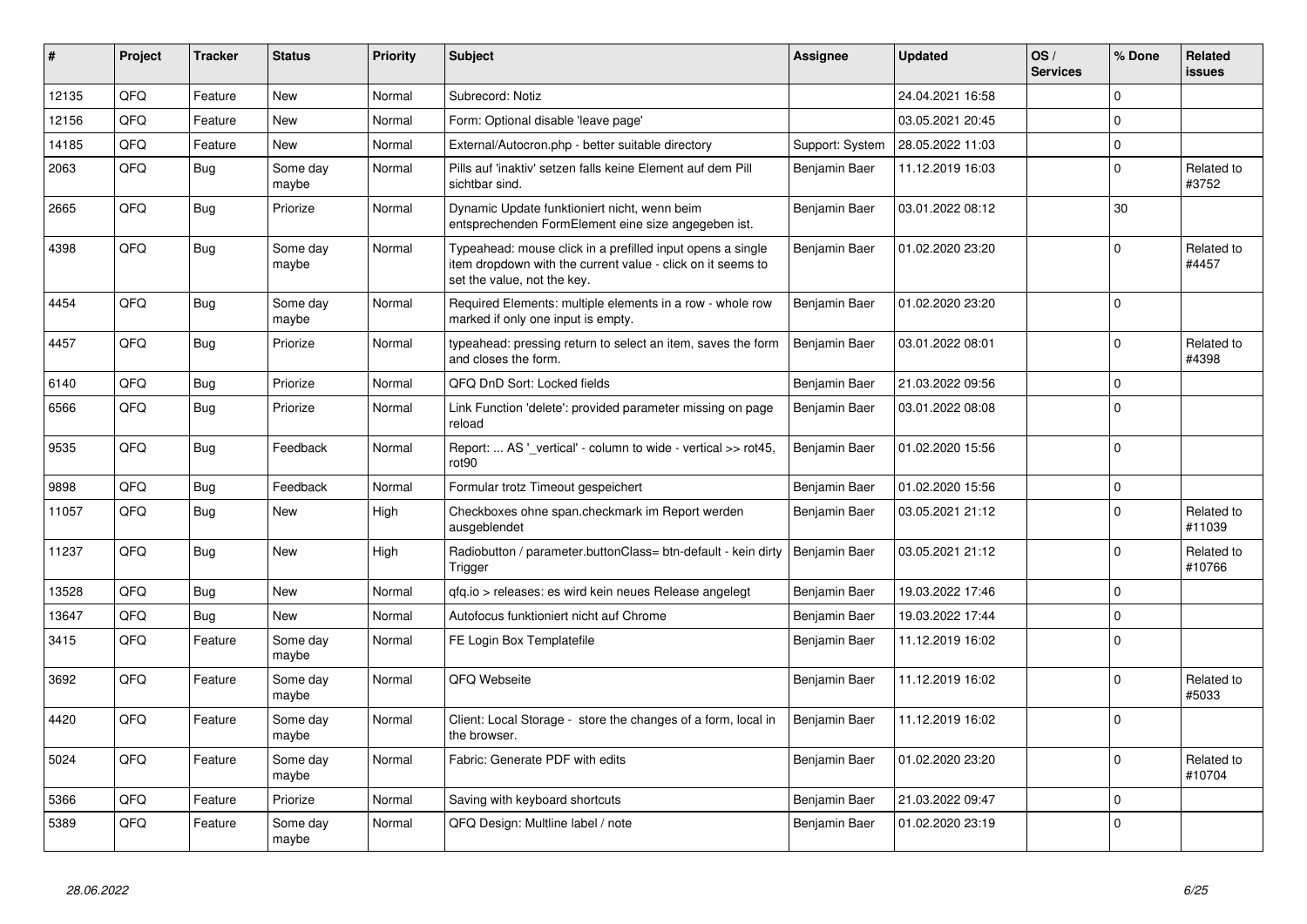| # | Project | Tracker | Status | Priority | Subject | Assignee | Updated | OS / Services | % Done | Related issues |
|---|---|---|---|---|---|---|---|---|---|---|
| 12135 | QFQ | Feature | New | Normal | Subrecord: Notiz | | 24.04.2021 16:58 | | 0 | |
| 12156 | QFQ | Feature | New | Normal | Form: Optional disable 'leave page' | | 03.05.2021 20:45 | | 0 | |
| 14185 | QFQ | Feature | New | Normal | External/Autocron.php - better suitable directory | Support: System | 28.05.2022 11:03 | | 0 | |
| 2063 | QFQ | Bug | Some day maybe | Normal | Pills auf 'inaktiv' setzen falls keine Element auf dem Pill sichtbar sind. | Benjamin Baer | 11.12.2019 16:03 | | 0 | Related to #3752 |
| 2665 | QFQ | Bug | Priorize | Normal | Dynamic Update funktioniert nicht, wenn beim entsprechenden FormElement eine size angegeben ist. | Benjamin Baer | 03.01.2022 08:12 | | 30 | |
| 4398 | QFQ | Bug | Some day maybe | Normal | Typeahead: mouse click in a prefilled input opens a single item dropdown with the current value - click on it seems to set the value, not the key. | Benjamin Baer | 01.02.2020 23:20 | | 0 | Related to #4457 |
| 4454 | QFQ | Bug | Some day maybe | Normal | Required Elements: multiple elements in a row - whole row marked if only one input is empty. | Benjamin Baer | 01.02.2020 23:20 | | 0 | |
| 4457 | QFQ | Bug | Priorize | Normal | typeahead: pressing return to select an item, saves the form and closes the form. | Benjamin Baer | 03.01.2022 08:01 | | 0 | Related to #4398 |
| 6140 | QFQ | Bug | Priorize | Normal | QFQ DnD Sort: Locked fields | Benjamin Baer | 21.03.2022 09:56 | | 0 | |
| 6566 | QFQ | Bug | Priorize | Normal | Link Function 'delete': provided parameter missing on page reload | Benjamin Baer | 03.01.2022 08:08 | | 0 | |
| 9535 | QFQ | Bug | Feedback | Normal | Report: ... AS '_vertical' - column to wide - vertical >> rot45, rot90 | Benjamin Baer | 01.02.2020 15:56 | | 0 | |
| 9898 | QFQ | Bug | Feedback | Normal | Formular trotz Timeout gespeichert | Benjamin Baer | 01.02.2020 15:56 | | 0 | |
| 11057 | QFQ | Bug | New | High | Checkboxes ohne span.checkmark im Report werden ausgeblendet | Benjamin Baer | 03.05.2021 21:12 | | 0 | Related to #11039 |
| 11237 | QFQ | Bug | New | High | Radiobutton / parameter.buttonClass= btn-default - kein dirty Trigger | Benjamin Baer | 03.05.2021 21:12 | | 0 | Related to #10766 |
| 13528 | QFQ | Bug | New | Normal | qfq.io > releases: es wird kein neues Release angelegt | Benjamin Baer | 19.03.2022 17:46 | | 0 | |
| 13647 | QFQ | Bug | New | Normal | Autofocus funktioniert nicht auf Chrome | Benjamin Baer | 19.03.2022 17:44 | | 0 | |
| 3415 | QFQ | Feature | Some day maybe | Normal | FE Login Box Templatefile | Benjamin Baer | 11.12.2019 16:02 | | 0 | |
| 3692 | QFQ | Feature | Some day maybe | Normal | QFQ Webseite | Benjamin Baer | 11.12.2019 16:02 | | 0 | Related to #5033 |
| 4420 | QFQ | Feature | Some day maybe | Normal | Client: Local Storage - store the changes of a form, local in the browser. | Benjamin Baer | 11.12.2019 16:02 | | 0 | |
| 5024 | QFQ | Feature | Some day maybe | Normal | Fabric: Generate PDF with edits | Benjamin Baer | 01.02.2020 23:20 | | 0 | Related to #10704 |
| 5366 | QFQ | Feature | Priorize | Normal | Saving with keyboard shortcuts | Benjamin Baer | 21.03.2022 09:47 | | 0 | |
| 5389 | QFQ | Feature | Some day maybe | Normal | QFQ Design: Multline label / note | Benjamin Baer | 01.02.2020 23:19 | | 0 | |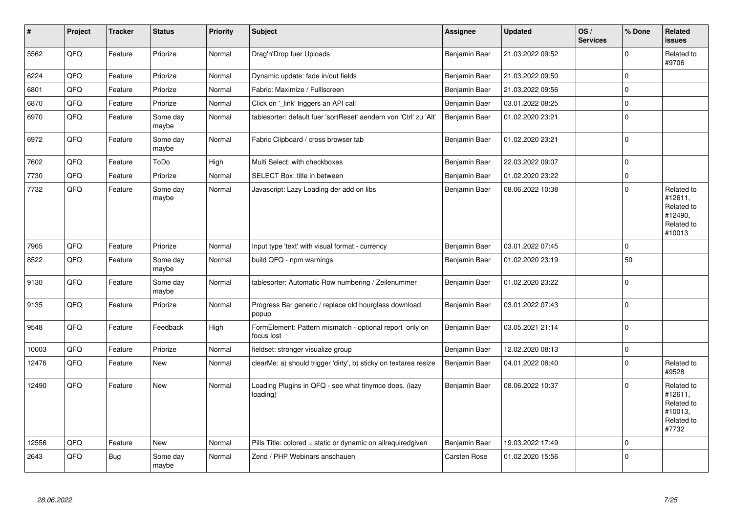| # | Project | Tracker | Status | Priority | Subject | Assignee | Updated | OS / Services | % Done | Related issues |
|---|---|---|---|---|---|---|---|---|---|---|
| 5562 | QFQ | Feature | Priorize | Normal | Drag'n'Drop fuer Uploads | Benjamin Baer | 21.03.2022 09:52 | | 0 | Related to #9706 |
| 6224 | QFQ | Feature | Priorize | Normal | Dynamic update: fade in/out fields | Benjamin Baer | 21.03.2022 09:50 | | 0 | |
| 6801 | QFQ | Feature | Priorize | Normal | Fabric: Maximize / Fulllscreen | Benjamin Baer | 21.03.2022 09:56 | | 0 | |
| 6870 | QFQ | Feature | Priorize | Normal | Click on '_link' triggers an API call | Benjamin Baer | 03.01.2022 08:25 | | 0 | |
| 6970 | QFQ | Feature | Some day maybe | Normal | tablesorter: default fuer 'sortReset' aendern von 'Ctrl' zu 'Alt' | Benjamin Baer | 01.02.2020 23:21 | | 0 | |
| 6972 | QFQ | Feature | Some day maybe | Normal | Fabric Clipboard / cross browser tab | Benjamin Baer | 01.02.2020 23:21 | | 0 | |
| 7602 | QFQ | Feature | ToDo | High | Multi Select: with checkboxes | Benjamin Baer | 22.03.2022 09:07 | | 0 | |
| 7730 | QFQ | Feature | Priorize | Normal | SELECT Box: title in between | Benjamin Baer | 01.02.2020 23:22 | | 0 | |
| 7732 | QFQ | Feature | Some day maybe | Normal | Javascript: Lazy Loading der add on libs | Benjamin Baer | 08.06.2022 10:38 | | 0 | Related to #12611, Related to #12490, Related to #10013 |
| 7965 | QFQ | Feature | Priorize | Normal | Input type 'text' with visual format - currency | Benjamin Baer | 03.01.2022 07:45 | | 0 | |
| 8522 | QFQ | Feature | Some day maybe | Normal | build QFQ - npm warnings | Benjamin Baer | 01.02.2020 23:19 | | 50 | |
| 9130 | QFQ | Feature | Some day maybe | Normal | tablesorter: Automatic Row numbering / Zeilenummer | Benjamin Baer | 01.02.2020 23:22 | | 0 | |
| 9135 | QFQ | Feature | Priorize | Normal | Progress Bar generic / replace old hourglass download popup | Benjamin Baer | 03.01.2022 07:43 | | 0 | |
| 9548 | QFQ | Feature | Feedback | High | FormElement: Pattern mismatch - optional report only on focus lost | Benjamin Baer | 03.05.2021 21:14 | | 0 | |
| 10003 | QFQ | Feature | Priorize | Normal | fieldset: stronger visualize group | Benjamin Baer | 12.02.2020 08:13 | | 0 | |
| 12476 | QFQ | Feature | New | Normal | clearMe: a) should trigger 'dirty', b) sticky on textarea resize | Benjamin Baer | 04.01.2022 08:40 | | 0 | Related to #9528 |
| 12490 | QFQ | Feature | New | Normal | Loading Plugins in QFQ - see what tinymce does. (lazy loading) | Benjamin Baer | 08.06.2022 10:37 | | 0 | Related to #12611, Related to #10013, Related to #7732 |
| 12556 | QFQ | Feature | New | Normal | Pills Title: colored = static or dynamic on allrequiredgiven | Benjamin Baer | 19.03.2022 17:49 | | 0 | |
| 2643 | QFQ | Bug | Some day maybe | Normal | Zend / PHP Webinars anschauen | Carsten Rose | 01.02.2020 15:56 | | 0 | |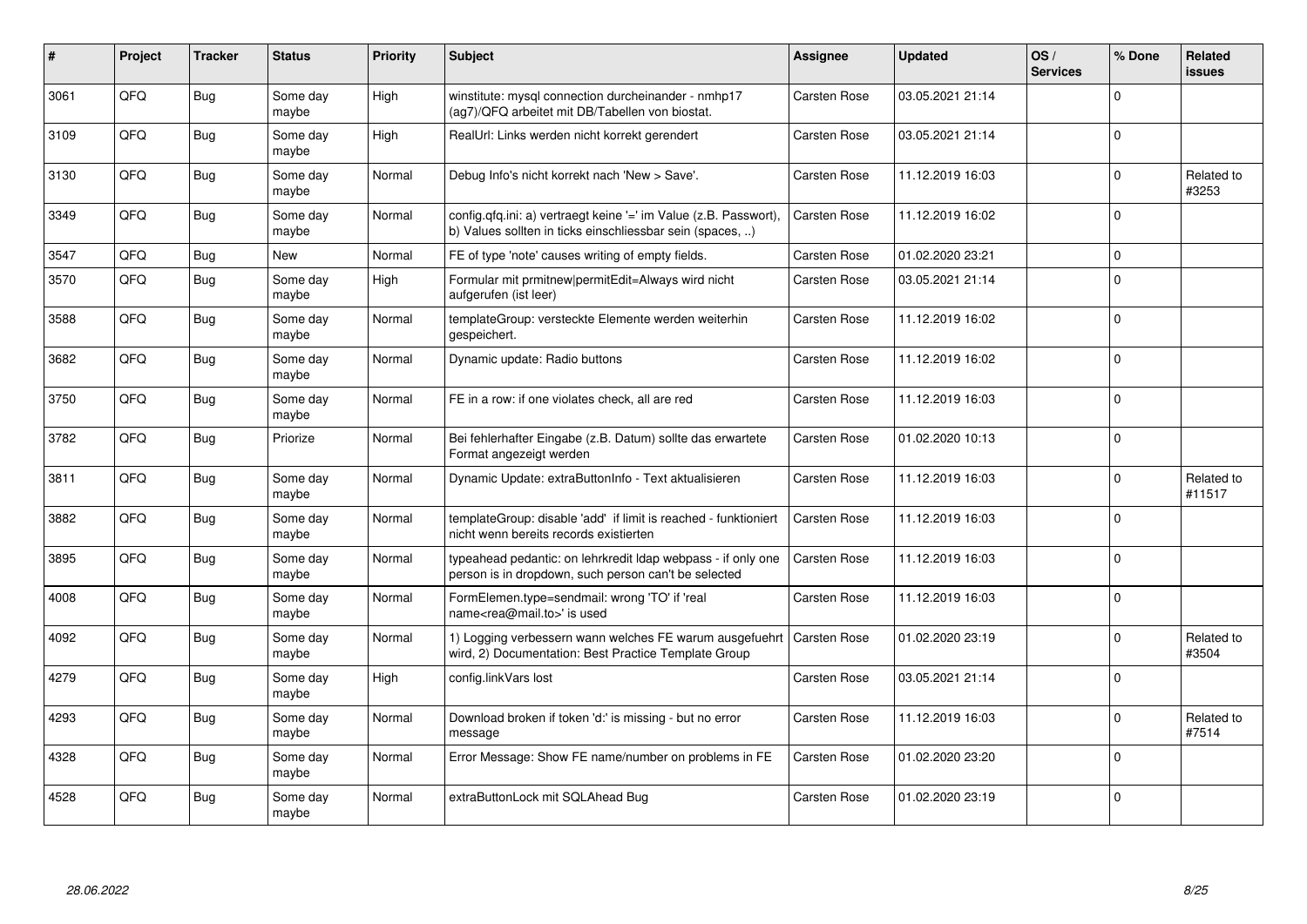| # | Project | Tracker | Status | Priority | Subject | Assignee | Updated | OS / Services | % Done | Related issues |
|---|---|---|---|---|---|---|---|---|---|---|
| 3061 | QFQ | Bug | Some day maybe | High | winstitute: mysql connection durcheinander - nmhp17 (ag7)/QFQ arbeitet mit DB/Tabellen von biostat. | Carsten Rose | 03.05.2021 21:14 | | 0 | |
| 3109 | QFQ | Bug | Some day maybe | High | RealUrl: Links werden nicht korrekt gerendert | Carsten Rose | 03.05.2021 21:14 | | 0 | |
| 3130 | QFQ | Bug | Some day maybe | Normal | Debug Info's nicht korrekt nach 'New > Save'. | Carsten Rose | 11.12.2019 16:03 | | 0 | Related to #3253 |
| 3349 | QFQ | Bug | Some day maybe | Normal | config.qfq.ini: a) vertraegt keine '=' im Value (z.B. Passwort), b) Values sollten in ticks einschliessbar sein (spaces, ..) | Carsten Rose | 11.12.2019 16:02 | | 0 | |
| 3547 | QFQ | Bug | New | Normal | FE of type 'note' causes writing of empty fields. | Carsten Rose | 01.02.2020 23:21 | | 0 | |
| 3570 | QFQ | Bug | Some day maybe | High | Formular mit prmitnew\|permitEdit=Always wird nicht aufgerufen (ist leer) | Carsten Rose | 03.05.2021 21:14 | | 0 | |
| 3588 | QFQ | Bug | Some day maybe | Normal | templateGroup: versteckte Elemente werden weiterhin gespeichert. | Carsten Rose | 11.12.2019 16:02 | | 0 | |
| 3682 | QFQ | Bug | Some day maybe | Normal | Dynamic update: Radio buttons | Carsten Rose | 11.12.2019 16:02 | | 0 | |
| 3750 | QFQ | Bug | Some day maybe | Normal | FE in a row: if one violates check, all are red | Carsten Rose | 11.12.2019 16:03 | | 0 | |
| 3782 | QFQ | Bug | Priorize | Normal | Bei fehlerhafter Eingabe (z.B. Datum) sollte das erwartete Format angezeigt werden | Carsten Rose | 01.02.2020 10:13 | | 0 | |
| 3811 | QFQ | Bug | Some day maybe | Normal | Dynamic Update: extraButtonInfo - Text aktualisieren | Carsten Rose | 11.12.2019 16:03 | | 0 | Related to #11517 |
| 3882 | QFQ | Bug | Some day maybe | Normal | templateGroup: disable 'add' if limit is reached - funktioniert nicht wenn bereits records existierten | Carsten Rose | 11.12.2019 16:03 | | 0 | |
| 3895 | QFQ | Bug | Some day maybe | Normal | typeahead pedantic: on lehrkredit ldap webpass - if only one person is in dropdown, such person can't be selected | Carsten Rose | 11.12.2019 16:03 | | 0 | |
| 4008 | QFQ | Bug | Some day maybe | Normal | FormElemen.type=sendmail: wrong 'TO' if 'real name<rea@mail.to>' is used | Carsten Rose | 11.12.2019 16:03 | | 0 | |
| 4092 | QFQ | Bug | Some day maybe | Normal | 1) Logging verbessern wann welches FE warum ausgefuehrt wird, 2) Documentation: Best Practice Template Group | Carsten Rose | 01.02.2020 23:19 | | 0 | Related to #3504 |
| 4279 | QFQ | Bug | Some day maybe | High | config.linkVars lost | Carsten Rose | 03.05.2021 21:14 | | 0 | |
| 4293 | QFQ | Bug | Some day maybe | Normal | Download broken if token 'd:' is missing - but no error message | Carsten Rose | 11.12.2019 16:03 | | 0 | Related to #7514 |
| 4328 | QFQ | Bug | Some day maybe | Normal | Error Message: Show FE name/number on problems in FE | Carsten Rose | 01.02.2020 23:20 | | 0 | |
| 4528 | QFQ | Bug | Some day maybe | Normal | extraButtonLock mit SQLAhead Bug | Carsten Rose | 01.02.2020 23:19 | | 0 | |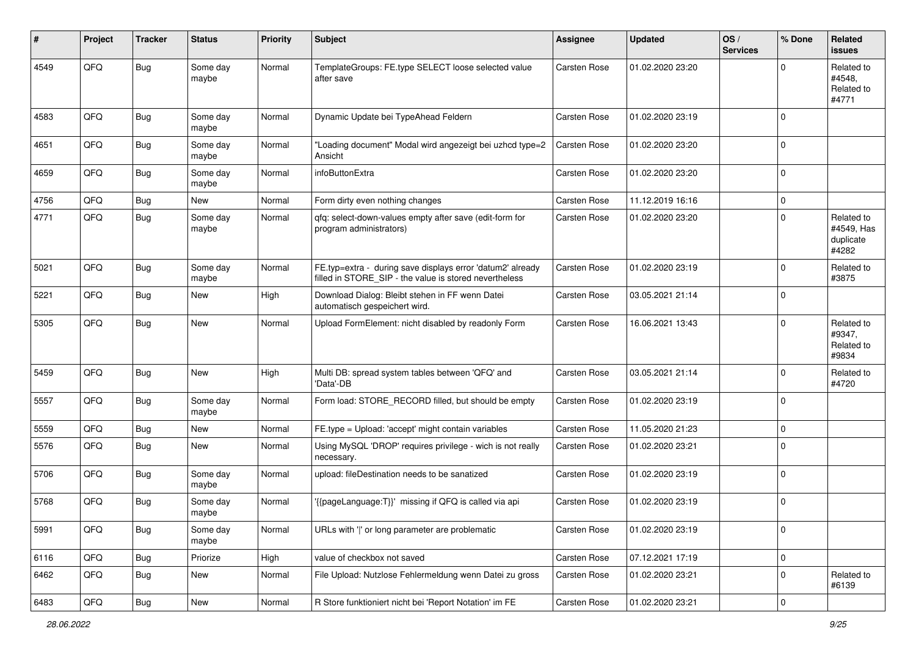| # | Project | Tracker | Status | Priority | Subject | Assignee | Updated | OS / Services | % Done | Related issues |
|---|---|---|---|---|---|---|---|---|---|---|
| 4549 | QFQ | Bug | Some day maybe | Normal | TemplateGroups: FE.type SELECT loose selected value after save | Carsten Rose | 01.02.2020 23:20 | | 0 | Related to #4548, Related to #4771 |
| 4583 | QFQ | Bug | Some day maybe | Normal | Dynamic Update bei TypeAhead Feldern | Carsten Rose | 01.02.2020 23:19 | | 0 | |
| 4651 | QFQ | Bug | Some day maybe | Normal | "Loading document" Modal wird angezeigt bei uzhcd type=2 Ansicht | Carsten Rose | 01.02.2020 23:20 | | 0 | |
| 4659 | QFQ | Bug | Some day maybe | Normal | infoButtonExtra | Carsten Rose | 01.02.2020 23:20 | | 0 | |
| 4756 | QFQ | Bug | New | Normal | Form dirty even nothing changes | Carsten Rose | 11.12.2019 16:16 | | 0 | |
| 4771 | QFQ | Bug | Some day maybe | Normal | qfq: select-down-values empty after save (edit-form for program administrators) | Carsten Rose | 01.02.2020 23:20 | | 0 | Related to #4549, Has duplicate #4282 |
| 5021 | QFQ | Bug | Some day maybe | Normal | FE.typ=extra - during save displays error 'datum2' already filled in STORE_SIP - the value is stored nevertheless | Carsten Rose | 01.02.2020 23:19 | | 0 | Related to #3875 |
| 5221 | QFQ | Bug | New | High | Download Dialog: Bleibt stehen in FF wenn Datei automatisch gespeichert wird. | Carsten Rose | 03.05.2021 21:14 | | 0 | |
| 5305 | QFQ | Bug | New | Normal | Upload FormElement: nicht disabled by readonly Form | Carsten Rose | 16.06.2021 13:43 | | 0 | Related to #9347, Related to #9834 |
| 5459 | QFQ | Bug | New | High | Multi DB: spread system tables between 'QFQ' and 'Data'-DB | Carsten Rose | 03.05.2021 21:14 | | 0 | Related to #4720 |
| 5557 | QFQ | Bug | Some day maybe | Normal | Form load: STORE_RECORD filled, but should be empty | Carsten Rose | 01.02.2020 23:19 | | 0 | |
| 5559 | QFQ | Bug | New | Normal | FE.type = Upload: 'accept' might contain variables | Carsten Rose | 11.05.2020 21:23 | | 0 | |
| 5576 | QFQ | Bug | New | Normal | Using MySQL 'DROP' requires privilege - wich is not really necessary. | Carsten Rose | 01.02.2020 23:21 | | 0 | |
| 5706 | QFQ | Bug | Some day maybe | Normal | upload: fileDestination needs to be sanatized | Carsten Rose | 01.02.2020 23:19 | | 0 | |
| 5768 | QFQ | Bug | Some day maybe | Normal | '{{pageLanguage:T}}' missing if QFQ is called via api | Carsten Rose | 01.02.2020 23:19 | | 0 | |
| 5991 | QFQ | Bug | Some day maybe | Normal | URLs with '\|' or long parameter are problematic | Carsten Rose | 01.02.2020 23:19 | | 0 | |
| 6116 | QFQ | Bug | Priorize | High | value of checkbox not saved | Carsten Rose | 07.12.2021 17:19 | | 0 | |
| 6462 | QFQ | Bug | New | Normal | File Upload: Nutzlose Fehlermeldung wenn Datei zu gross | Carsten Rose | 01.02.2020 23:21 | | 0 | Related to #6139 |
| 6483 | QFQ | Bug | New | Normal | R Store funktioniert nicht bei 'Report Notation' im FE | Carsten Rose | 01.02.2020 23:21 | | 0 | |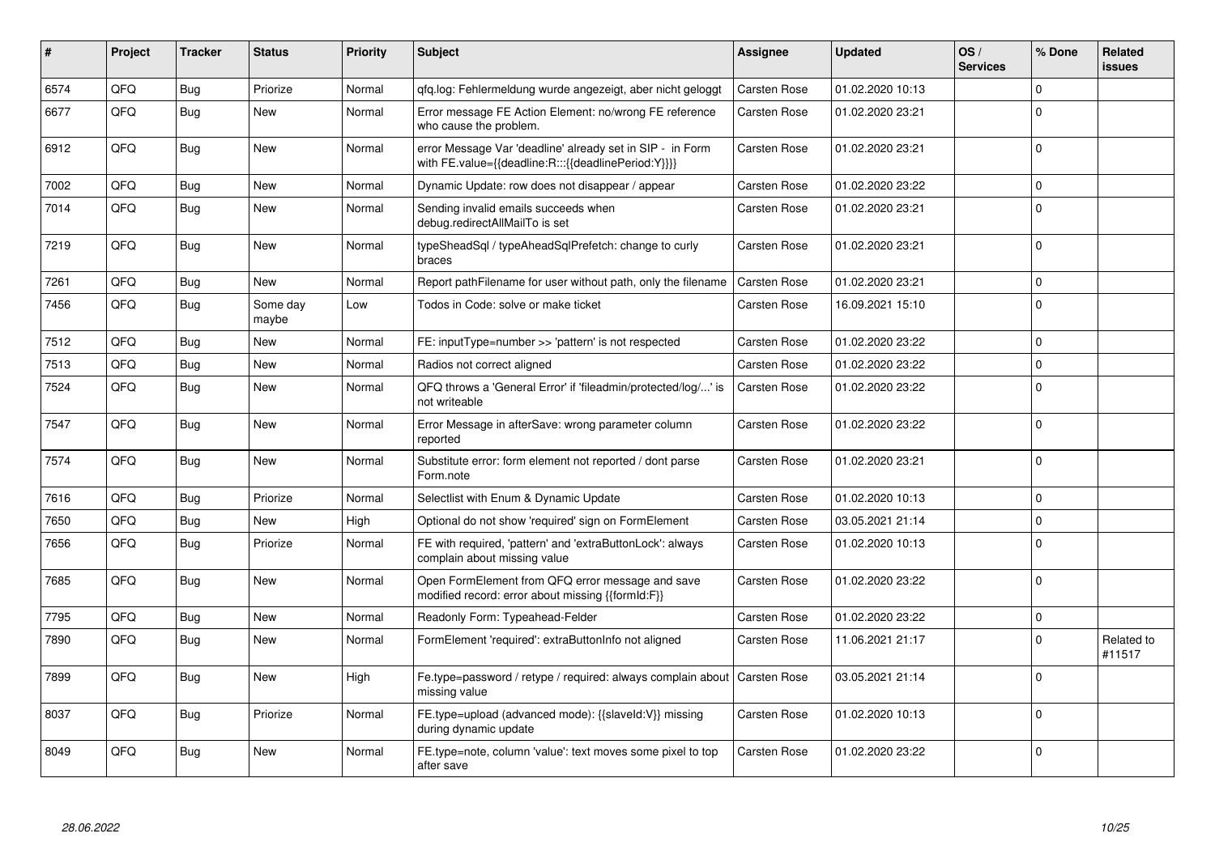| # | Project | Tracker | Status | Priority | Subject | Assignee | Updated | OS / Services | % Done | Related issues |
|---|---|---|---|---|---|---|---|---|---|---|
| 6574 | QFQ | Bug | Priorize | Normal | qfq.log: Fehlermeldung wurde angezeigt, aber nicht geloggt | Carsten Rose | 01.02.2020 10:13 | | 0 | |
| 6677 | QFQ | Bug | New | Normal | Error message FE Action Element: no/wrong FE reference who cause the problem. | Carsten Rose | 01.02.2020 23:21 | | 0 | |
| 6912 | QFQ | Bug | New | Normal | error Message Var 'deadline' already set in SIP - in Form with FE.value={{deadline:R:::{{deadlinePeriod:Y}}}} | Carsten Rose | 01.02.2020 23:21 | | 0 | |
| 7002 | QFQ | Bug | New | Normal | Dynamic Update: row does not disappear / appear | Carsten Rose | 01.02.2020 23:22 | | 0 | |
| 7014 | QFQ | Bug | New | Normal | Sending invalid emails succeeds when debug.redirectAllMailTo is set | Carsten Rose | 01.02.2020 23:21 | | 0 | |
| 7219 | QFQ | Bug | New | Normal | typeSheadSql / typeAheadSqlPrefetch: change to curly braces | Carsten Rose | 01.02.2020 23:21 | | 0 | |
| 7261 | QFQ | Bug | New | Normal | Report pathFilename for user without path, only the filename | Carsten Rose | 01.02.2020 23:21 | | 0 | |
| 7456 | QFQ | Bug | Some day maybe | Low | Todos in Code: solve or make ticket | Carsten Rose | 16.09.2021 15:10 | | 0 | |
| 7512 | QFQ | Bug | New | Normal | FE: inputType=number >> 'pattern' is not respected | Carsten Rose | 01.02.2020 23:22 | | 0 | |
| 7513 | QFQ | Bug | New | Normal | Radios not correct aligned | Carsten Rose | 01.02.2020 23:22 | | 0 | |
| 7524 | QFQ | Bug | New | Normal | QFQ throws a 'General Error' if 'fileadmin/protected/log/...' is not writeable | Carsten Rose | 01.02.2020 23:22 | | 0 | |
| 7547 | QFQ | Bug | New | Normal | Error Message in afterSave: wrong parameter column reported | Carsten Rose | 01.02.2020 23:22 | | 0 | |
| 7574 | QFQ | Bug | New | Normal | Substitute error: form element not reported / dont parse Form.note | Carsten Rose | 01.02.2020 23:21 | | 0 | |
| 7616 | QFQ | Bug | Priorize | Normal | Selectlist with Enum & Dynamic Update | Carsten Rose | 01.02.2020 10:13 | | 0 | |
| 7650 | QFQ | Bug | New | High | Optional do not show 'required' sign on FormElement | Carsten Rose | 03.05.2021 21:14 | | 0 | |
| 7656 | QFQ | Bug | Priorize | Normal | FE with required, 'pattern' and 'extraButtonLock': always complain about missing value | Carsten Rose | 01.02.2020 10:13 | | 0 | |
| 7685 | QFQ | Bug | New | Normal | Open FormElement from QFQ error message and save modified record: error about missing {{formId:F}} | Carsten Rose | 01.02.2020 23:22 | | 0 | |
| 7795 | QFQ | Bug | New | Normal | Readonly Form: Typeahead-Felder | Carsten Rose | 01.02.2020 23:22 | | 0 | |
| 7890 | QFQ | Bug | New | Normal | FormElement 'required': extraButtonInfo not aligned | Carsten Rose | 11.06.2021 21:17 | | 0 | Related to #11517 |
| 7899 | QFQ | Bug | New | High | Fe.type=password / retype / required: always complain about missing value | Carsten Rose | 03.05.2021 21:14 | | 0 | |
| 8037 | QFQ | Bug | Priorize | Normal | FE.type=upload (advanced mode): {{slaveId:V}} missing during dynamic update | Carsten Rose | 01.02.2020 10:13 | | 0 | |
| 8049 | QFQ | Bug | New | Normal | FE.type=note, column 'value': text moves some pixel to top after save | Carsten Rose | 01.02.2020 23:22 | | 0 | |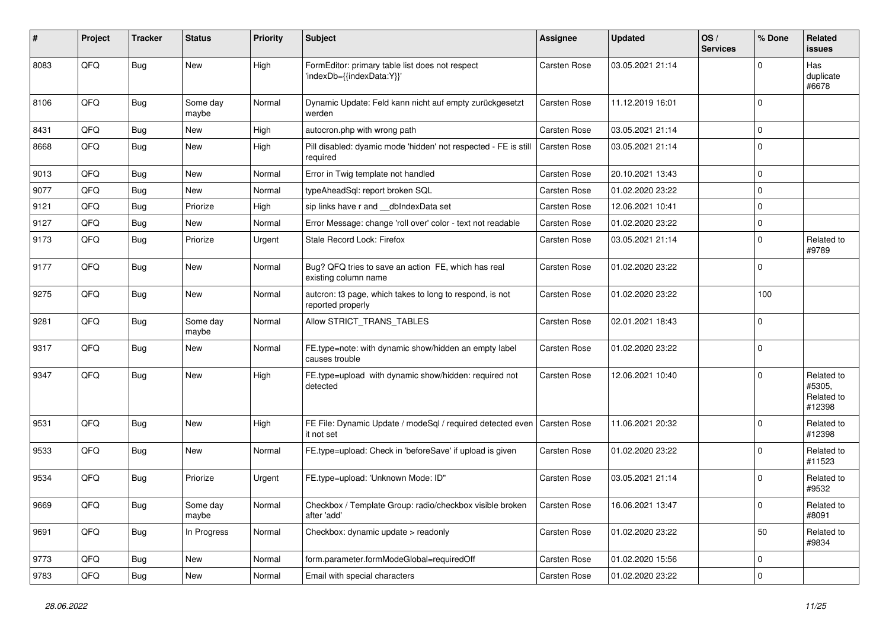| # | Project | Tracker | Status | Priority | Subject | Assignee | Updated | OS / Services | % Done | Related issues |
|---|---|---|---|---|---|---|---|---|---|---|
| 8083 | QFQ | Bug | New | High | FormEditor: primary table list does not respect 'indexDb={{indexData:Y}}' | Carsten Rose | 03.05.2021 21:14 | | 0 | Has duplicate #6678 |
| 8106 | QFQ | Bug | Some day maybe | Normal | Dynamic Update: Feld kann nicht auf empty zurückgesetzt werden | Carsten Rose | 11.12.2019 16:01 | | 0 | |
| 8431 | QFQ | Bug | New | High | autocron.php with wrong path | Carsten Rose | 03.05.2021 21:14 | | 0 | |
| 8668 | QFQ | Bug | New | High | Pill disabled: dyamic mode 'hidden' not respected - FE is still required | Carsten Rose | 03.05.2021 21:14 | | 0 | |
| 9013 | QFQ | Bug | New | Normal | Error in Twig template not handled | Carsten Rose | 20.10.2021 13:43 | | 0 | |
| 9077 | QFQ | Bug | New | Normal | typeAheadSql: report broken SQL | Carsten Rose | 01.02.2020 23:22 | | 0 | |
| 9121 | QFQ | Bug | Priorize | High | sip links have r and __dbIndexData set | Carsten Rose | 12.06.2021 10:41 | | 0 | |
| 9127 | QFQ | Bug | New | Normal | Error Message: change 'roll over' color - text not readable | Carsten Rose | 01.02.2020 23:22 | | 0 | |
| 9173 | QFQ | Bug | Priorize | Urgent | Stale Record Lock: Firefox | Carsten Rose | 03.05.2021 21:14 | | 0 | Related to #9789 |
| 9177 | QFQ | Bug | New | Normal | Bug? QFQ tries to save an action FE, which has real existing column name | Carsten Rose | 01.02.2020 23:22 | | 0 | |
| 9275 | QFQ | Bug | New | Normal | autcron: t3 page, which takes to long to respond, is not reported properly | Carsten Rose | 01.02.2020 23:22 | | 100 | |
| 9281 | QFQ | Bug | Some day maybe | Normal | Allow STRICT_TRANS_TABLES | Carsten Rose | 02.01.2021 18:43 | | 0 | |
| 9317 | QFQ | Bug | New | Normal | FE.type=note: with dynamic show/hidden an empty label causes trouble | Carsten Rose | 01.02.2020 23:22 | | 0 | |
| 9347 | QFQ | Bug | New | High | FE.type=upload with dynamic show/hidden: required not detected | Carsten Rose | 12.06.2021 10:40 | | 0 | Related to #5305, Related to #12398 |
| 9531 | QFQ | Bug | New | High | FE File: Dynamic Update / modeSql / required detected even it not set | Carsten Rose | 11.06.2021 20:32 | | 0 | Related to #12398 |
| 9533 | QFQ | Bug | New | Normal | FE.type=upload: Check in 'beforeSave' if upload is given | Carsten Rose | 01.02.2020 23:22 | | 0 | Related to #11523 |
| 9534 | QFQ | Bug | Priorize | Urgent | FE.type=upload: 'Unknown Mode: ID" | Carsten Rose | 03.05.2021 21:14 | | 0 | Related to #9532 |
| 9669 | QFQ | Bug | Some day maybe | Normal | Checkbox / Template Group: radio/checkbox visible broken after 'add' | Carsten Rose | 16.06.2021 13:47 | | 0 | Related to #8091 |
| 9691 | QFQ | Bug | In Progress | Normal | Checkbox: dynamic update > readonly | Carsten Rose | 01.02.2020 23:22 | | 50 | Related to #9834 |
| 9773 | QFQ | Bug | New | Normal | form.parameter.formModeGlobal=requiredOff | Carsten Rose | 01.02.2020 15:56 | | 0 | |
| 9783 | QFQ | Bug | New | Normal | Email with special characters | Carsten Rose | 01.02.2020 23:22 | | 0 | |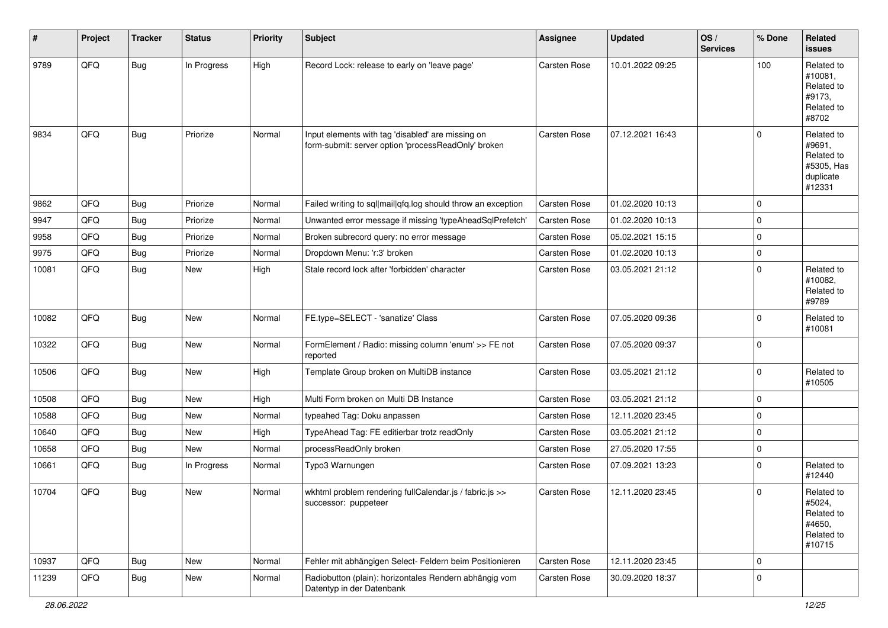| # | Project | Tracker | Status | Priority | Subject | Assignee | Updated | OS / Services | % Done | Related issues |
|---|---|---|---|---|---|---|---|---|---|---|
| 9789 | QFQ | Bug | In Progress | High | Record Lock: release to early on 'leave page' | Carsten Rose | 10.01.2022 09:25 | | 100 | Related to #10081, Related to #9173, Related to #8702 |
| 9834 | QFQ | Bug | Priorize | Normal | Input elements with tag 'disabled' are missing on form-submit: server option 'processReadOnly' broken | Carsten Rose | 07.12.2021 16:43 | | 0 | Related to #9691, Related to #5305, Has duplicate #12331 |
| 9862 | QFQ | Bug | Priorize | Normal | Failed writing to sql\|mail\|qfq.log should throw an exception | Carsten Rose | 01.02.2020 10:13 | | 0 | |
| 9947 | QFQ | Bug | Priorize | Normal | Unwanted error message if missing 'typeAheadSqlPrefetch' | Carsten Rose | 01.02.2020 10:13 | | 0 | |
| 9958 | QFQ | Bug | Priorize | Normal | Broken subrecord query: no error message | Carsten Rose | 05.02.2021 15:15 | | 0 | |
| 9975 | QFQ | Bug | Priorize | Normal | Dropdown Menu: 'r:3' broken | Carsten Rose | 01.02.2020 10:13 | | 0 | |
| 10081 | QFQ | Bug | New | High | Stale record lock after 'forbidden' character | Carsten Rose | 03.05.2021 21:12 | | 0 | Related to #10082, Related to #9789 |
| 10082 | QFQ | Bug | New | Normal | FE.type=SELECT - 'sanatize' Class | Carsten Rose | 07.05.2020 09:36 | | 0 | Related to #10081 |
| 10322 | QFQ | Bug | New | Normal | FormElement / Radio: missing column 'enum' >> FE not reported | Carsten Rose | 07.05.2020 09:37 | | 0 | |
| 10506 | QFQ | Bug | New | High | Template Group broken on MultiDB instance | Carsten Rose | 03.05.2021 21:12 | | 0 | Related to #10505 |
| 10508 | QFQ | Bug | New | High | Multi Form broken on Multi DB Instance | Carsten Rose | 03.05.2021 21:12 | | 0 | |
| 10588 | QFQ | Bug | New | Normal | typeahed Tag: Doku anpassen | Carsten Rose | 12.11.2020 23:45 | | 0 | |
| 10640 | QFQ | Bug | New | High | TypeAhead Tag: FE editierbar trotz readOnly | Carsten Rose | 03.05.2021 21:12 | | 0 | |
| 10658 | QFQ | Bug | New | Normal | processReadOnly broken | Carsten Rose | 27.05.2020 17:55 | | 0 | |
| 10661 | QFQ | Bug | In Progress | Normal | Typo3 Warnungen | Carsten Rose | 07.09.2021 13:23 | | 0 | Related to #12440 |
| 10704 | QFQ | Bug | New | Normal | wkhtml problem rendering fullCalendar.js / fabric.js >> successor: puppeteer | Carsten Rose | 12.11.2020 23:45 | | 0 | Related to #5024, Related to #4650, Related to #10715 |
| 10937 | QFQ | Bug | New | Normal | Fehler mit abhängigen Select- Feldern beim Positionieren | Carsten Rose | 12.11.2020 23:45 | | 0 | |
| 11239 | QFQ | Bug | New | Normal | Radiobutton (plain): horizontales Rendern abhängig vom Datentyp in der Datenbank | Carsten Rose | 30.09.2020 18:37 | | 0 | |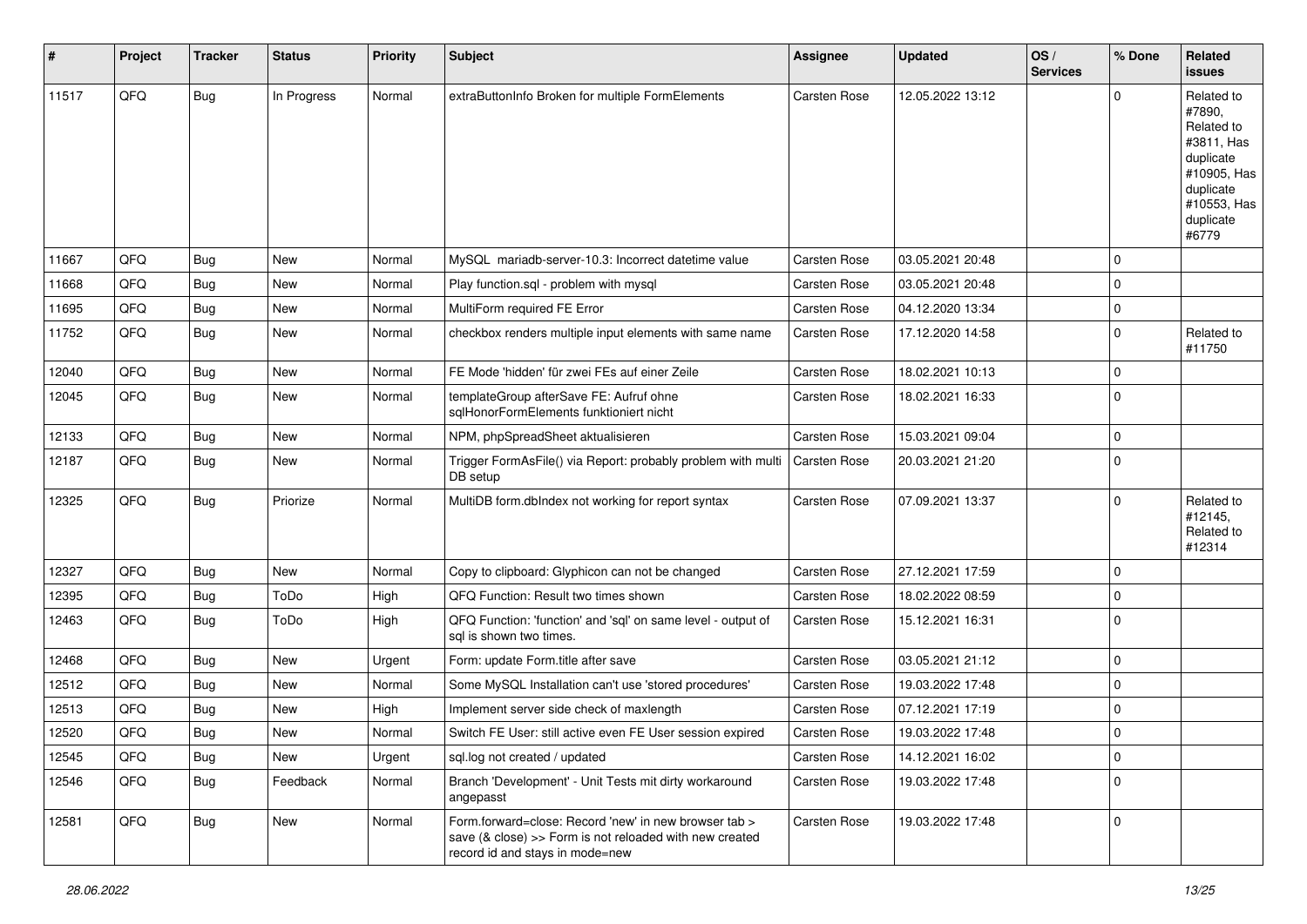| # | Project | Tracker | Status | Priority | Subject | Assignee | Updated | OS / Services | % Done | Related issues |
|---|---|---|---|---|---|---|---|---|---|---|
| 11517 | QFQ | Bug | In Progress | Normal | extraButtonInfo Broken for multiple FormElements | Carsten Rose | 12.05.2022 13:12 | | 0 | Related to #7890, Related to #3811, Has duplicate #10905, Has duplicate #10553, Has duplicate #6779 |
| 11667 | QFQ | Bug | New | Normal | MySQL mariadb-server-10.3: Incorrect datetime value | Carsten Rose | 03.05.2021 20:48 | | 0 | |
| 11668 | QFQ | Bug | New | Normal | Play function.sql - problem with mysql | Carsten Rose | 03.05.2021 20:48 | | 0 | |
| 11695 | QFQ | Bug | New | Normal | MultiForm required FE Error | Carsten Rose | 04.12.2020 13:34 | | 0 | |
| 11752 | QFQ | Bug | New | Normal | checkbox renders multiple input elements with same name | Carsten Rose | 17.12.2020 14:58 | | 0 | Related to #11750 |
| 12040 | QFQ | Bug | New | Normal | FE Mode 'hidden' für zwei FEs auf einer Zeile | Carsten Rose | 18.02.2021 10:13 | | 0 | |
| 12045 | QFQ | Bug | New | Normal | templateGroup afterSave FE: Aufruf ohne sqlHonorFormElements funktioniert nicht | Carsten Rose | 18.02.2021 16:33 | | 0 | |
| 12133 | QFQ | Bug | New | Normal | NPM, phpSpreadSheet aktualisieren | Carsten Rose | 15.03.2021 09:04 | | 0 | |
| 12187 | QFQ | Bug | New | Normal | Trigger FormAsFile() via Report: probably problem with multi DB setup | Carsten Rose | 20.03.2021 21:20 | | 0 | |
| 12325 | QFQ | Bug | Priorize | Normal | MultiDB form.dbIndex not working for report syntax | Carsten Rose | 07.09.2021 13:37 | | 0 | Related to #12145, Related to #12314 |
| 12327 | QFQ | Bug | New | Normal | Copy to clipboard: Glyphicon can not be changed | Carsten Rose | 27.12.2021 17:59 | | 0 | |
| 12395 | QFQ | Bug | ToDo | High | QFQ Function: Result two times shown | Carsten Rose | 18.02.2022 08:59 | | 0 | |
| 12463 | QFQ | Bug | ToDo | High | QFQ Function: 'function' and 'sql' on same level - output of sql is shown two times. | Carsten Rose | 15.12.2021 16:31 | | 0 | |
| 12468 | QFQ | Bug | New | Urgent | Form: update Form.title after save | Carsten Rose | 03.05.2021 21:12 | | 0 | |
| 12512 | QFQ | Bug | New | Normal | Some MySQL Installation can't use 'stored procedures' | Carsten Rose | 19.03.2022 17:48 | | 0 | |
| 12513 | QFQ | Bug | New | High | Implement server side check of maxlength | Carsten Rose | 07.12.2021 17:19 | | 0 | |
| 12520 | QFQ | Bug | New | Normal | Switch FE User: still active even FE User session expired | Carsten Rose | 19.03.2022 17:48 | | 0 | |
| 12545 | QFQ | Bug | New | Urgent | sql.log not created / updated | Carsten Rose | 14.12.2021 16:02 | | 0 | |
| 12546 | QFQ | Bug | Feedback | Normal | Branch 'Development' - Unit Tests mit dirty workaround angepasst | Carsten Rose | 19.03.2022 17:48 | | 0 | |
| 12581 | QFQ | Bug | New | Normal | Form.forward=close: Record 'new' in new browser tab > save (& close) >> Form is not reloaded with new created record id and stays in mode=new | Carsten Rose | 19.03.2022 17:48 | | 0 | |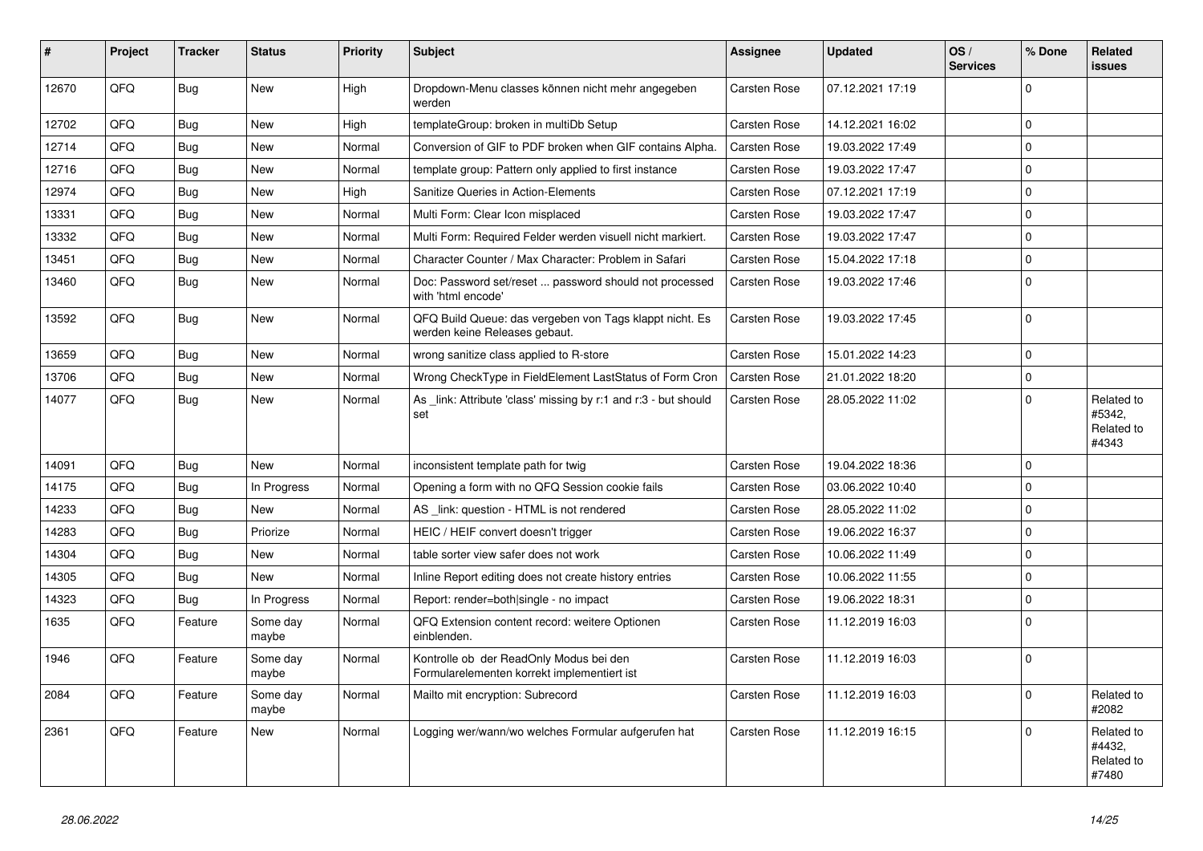| # | Project | Tracker | Status | Priority | Subject | Assignee | Updated | OS / Services | % Done | Related issues |
|---|---|---|---|---|---|---|---|---|---|---|
| 12670 | QFQ | Bug | New | High | Dropdown-Menu classes können nicht mehr angegeben werden | Carsten Rose | 07.12.2021 17:19 | | 0 | |
| 12702 | QFQ | Bug | New | High | templateGroup: broken in multiDb Setup | Carsten Rose | 14.12.2021 16:02 | | 0 | |
| 12714 | QFQ | Bug | New | Normal | Conversion of GIF to PDF broken when GIF contains Alpha. | Carsten Rose | 19.03.2022 17:49 | | 0 | |
| 12716 | QFQ | Bug | New | Normal | template group: Pattern only applied to first instance | Carsten Rose | 19.03.2022 17:47 | | 0 | |
| 12974 | QFQ | Bug | New | High | Sanitize Queries in Action-Elements | Carsten Rose | 07.12.2021 17:19 | | 0 | |
| 13331 | QFQ | Bug | New | Normal | Multi Form: Clear Icon misplaced | Carsten Rose | 19.03.2022 17:47 | | 0 | |
| 13332 | QFQ | Bug | New | Normal | Multi Form: Required Felder werden visuell nicht markiert. | Carsten Rose | 19.03.2022 17:47 | | 0 | |
| 13451 | QFQ | Bug | New | Normal | Character Counter / Max Character: Problem in Safari | Carsten Rose | 15.04.2022 17:18 | | 0 | |
| 13460 | QFQ | Bug | New | Normal | Doc: Password set/reset ... password should not processed with 'html encode' | Carsten Rose | 19.03.2022 17:46 | | 0 | |
| 13592 | QFQ | Bug | New | Normal | QFQ Build Queue: das vergeben von Tags klappt nicht. Es werden keine Releases gebaut. | Carsten Rose | 19.03.2022 17:45 | | 0 | |
| 13659 | QFQ | Bug | New | Normal | wrong sanitize class applied to R-store | Carsten Rose | 15.01.2022 14:23 | | 0 | |
| 13706 | QFQ | Bug | New | Normal | Wrong CheckType in FieldElement LastStatus of Form Cron | Carsten Rose | 21.01.2022 18:20 | | 0 | |
| 14077 | QFQ | Bug | New | Normal | As _link: Attribute 'class' missing by r:1 and r:3 - but should set | Carsten Rose | 28.05.2022 11:02 | | 0 | Related to #5342, Related to #4343 |
| 14091 | QFQ | Bug | New | Normal | inconsistent template path for twig | Carsten Rose | 19.04.2022 18:36 | | 0 | |
| 14175 | QFQ | Bug | In Progress | Normal | Opening a form with no QFQ Session cookie fails | Carsten Rose | 03.06.2022 10:40 | | 0 | |
| 14233 | QFQ | Bug | New | Normal | AS _link: question - HTML is not rendered | Carsten Rose | 28.05.2022 11:02 | | 0 | |
| 14283 | QFQ | Bug | Priorize | Normal | HEIC / HEIF convert doesn't trigger | Carsten Rose | 19.06.2022 16:37 | | 0 | |
| 14304 | QFQ | Bug | New | Normal | table sorter view safer does not work | Carsten Rose | 10.06.2022 11:49 | | 0 | |
| 14305 | QFQ | Bug | New | Normal | Inline Report editing does not create history entries | Carsten Rose | 10.06.2022 11:55 | | 0 | |
| 14323 | QFQ | Bug | In Progress | Normal | Report: render=both\|single - no impact | Carsten Rose | 19.06.2022 18:31 | | 0 | |
| 1635 | QFQ | Feature | Some day maybe | Normal | QFQ Extension content record: weitere Optionen einblenden. | Carsten Rose | 11.12.2019 16:03 | | 0 | |
| 1946 | QFQ | Feature | Some day maybe | Normal | Kontrolle ob der ReadOnly Modus bei den Formularelementen korrekt implementiert ist | Carsten Rose | 11.12.2019 16:03 | | 0 | |
| 2084 | QFQ | Feature | Some day maybe | Normal | Mailto mit encryption: Subrecord | Carsten Rose | 11.12.2019 16:03 | | 0 | Related to #2082 |
| 2361 | QFQ | Feature | New | Normal | Logging wer/wann/wo welches Formular aufgerufen hat | Carsten Rose | 11.12.2019 16:15 | | 0 | Related to #4432, Related to #7480 |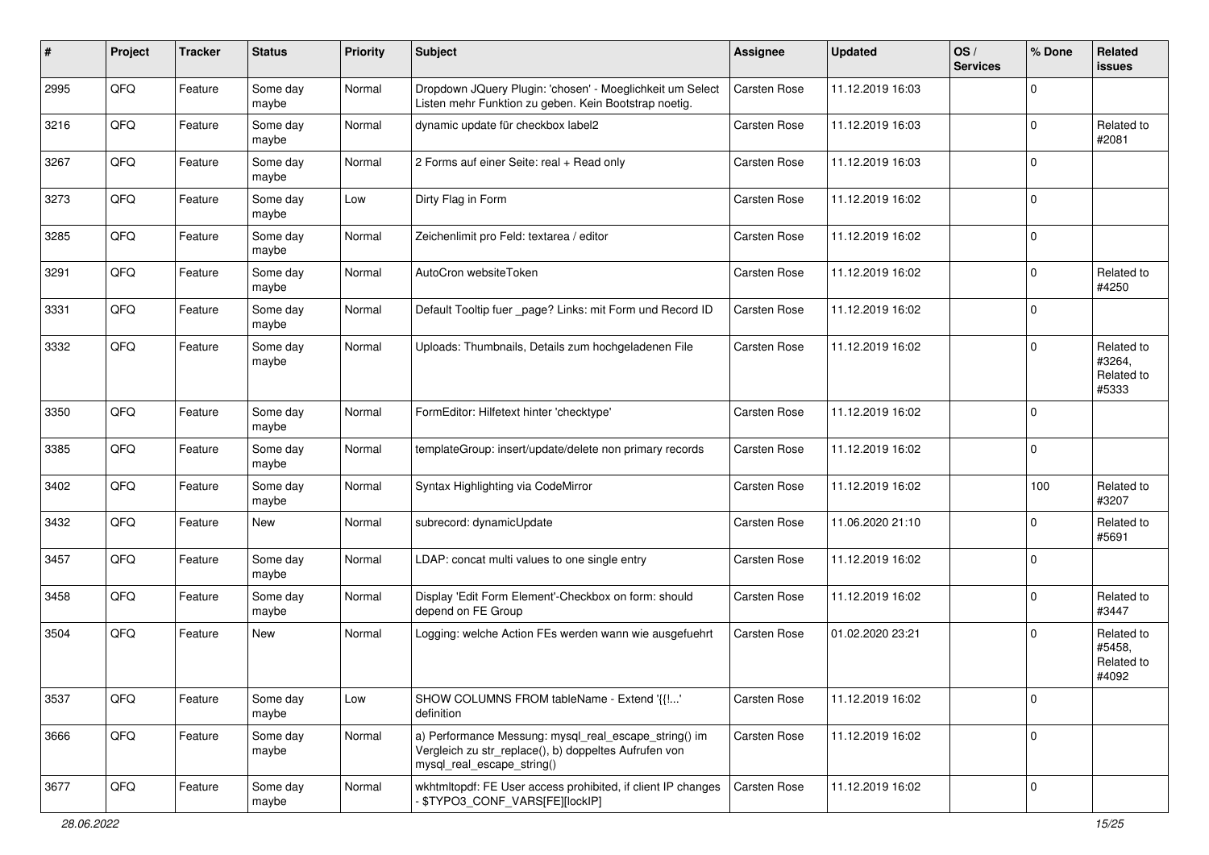| # | Project | Tracker | Status | Priority | Subject | Assignee | Updated | OS / Services | % Done | Related issues |
|---|---|---|---|---|---|---|---|---|---|---|
| 2995 | QFQ | Feature | Some day maybe | Normal | Dropdown JQuery Plugin: 'chosen' - Moeglichkeit um Select Listen mehr Funktion zu geben. Kein Bootstrap noetig. | Carsten Rose | 11.12.2019 16:03 | | 0 | |
| 3216 | QFQ | Feature | Some day maybe | Normal | dynamic update für checkbox label2 | Carsten Rose | 11.12.2019 16:03 | | 0 | Related to #2081 |
| 3267 | QFQ | Feature | Some day maybe | Normal | 2 Forms auf einer Seite: real + Read only | Carsten Rose | 11.12.2019 16:03 | | 0 | |
| 3273 | QFQ | Feature | Some day maybe | Low | Dirty Flag in Form | Carsten Rose | 11.12.2019 16:02 | | 0 | |
| 3285 | QFQ | Feature | Some day maybe | Normal | Zeichenlimit pro Feld: textarea / editor | Carsten Rose | 11.12.2019 16:02 | | 0 | |
| 3291 | QFQ | Feature | Some day maybe | Normal | AutoCron websiteToken | Carsten Rose | 11.12.2019 16:02 | | 0 | Related to #4250 |
| 3331 | QFQ | Feature | Some day maybe | Normal | Default Tooltip fuer _page? Links: mit Form und Record ID | Carsten Rose | 11.12.2019 16:02 | | 0 | |
| 3332 | QFQ | Feature | Some day maybe | Normal | Uploads: Thumbnails, Details zum hochgeladenen File | Carsten Rose | 11.12.2019 16:02 | | 0 | Related to #3264, Related to #5333 |
| 3350 | QFQ | Feature | Some day maybe | Normal | FormEditor: Hilfetext hinter 'checktype' | Carsten Rose | 11.12.2019 16:02 | | 0 | |
| 3385 | QFQ | Feature | Some day maybe | Normal | templateGroup: insert/update/delete non primary records | Carsten Rose | 11.12.2019 16:02 | | 0 | |
| 3402 | QFQ | Feature | Some day maybe | Normal | Syntax Highlighting via CodeMirror | Carsten Rose | 11.12.2019 16:02 | | 100 | Related to #3207 |
| 3432 | QFQ | Feature | New | Normal | subrecord: dynamicUpdate | Carsten Rose | 11.06.2020 21:10 | | 0 | Related to #5691 |
| 3457 | QFQ | Feature | Some day maybe | Normal | LDAP: concat multi values to one single entry | Carsten Rose | 11.12.2019 16:02 | | 0 | |
| 3458 | QFQ | Feature | Some day maybe | Normal | Display 'Edit Form Element'-Checkbox on form: should depend on FE Group | Carsten Rose | 11.12.2019 16:02 | | 0 | Related to #3447 |
| 3504 | QFQ | Feature | New | Normal | Logging: welche Action FEs werden wann wie ausgefuehrt | Carsten Rose | 01.02.2020 23:21 | | 0 | Related to #5458, Related to #4092 |
| 3537 | QFQ | Feature | Some day maybe | Low | SHOW COLUMNS FROM tableName - Extend '{{!...' definition | Carsten Rose | 11.12.2019 16:02 | | 0 | |
| 3666 | QFQ | Feature | Some day maybe | Normal | a) Performance Messung: mysql_real_escape_string() im Vergleich zu str_replace(), b) doppeltes Aufrufen von mysql_real_escape_string() | Carsten Rose | 11.12.2019 16:02 | | 0 | |
| 3677 | QFQ | Feature | Some day maybe | Normal | wkhtmltopdf: FE User access prohibited, if client IP changes - $TYPO3_CONF_VARS[FE][lockIP] | Carsten Rose | 11.12.2019 16:02 | | 0 | |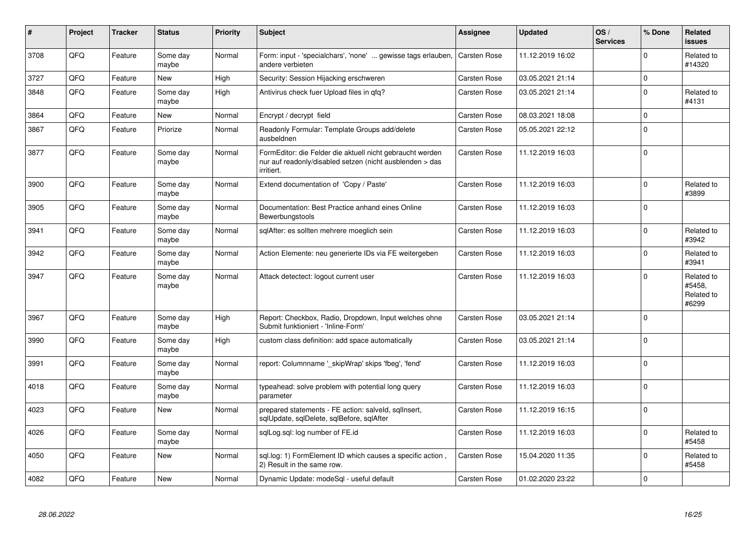| # | Project | Tracker | Status | Priority | Subject | Assignee | Updated | OS / Services | % Done | Related issues |
|---|---|---|---|---|---|---|---|---|---|---|
| 3708 | QFQ | Feature | Some day maybe | Normal | Form: input - 'specialchars', 'none' ... gewisse tags erlauben, andere verbieten | Carsten Rose | 11.12.2019 16:02 | | 0 | Related to #14320 |
| 3727 | QFQ | Feature | New | High | Security: Session Hijacking erschweren | Carsten Rose | 03.05.2021 21:14 | | 0 | |
| 3848 | QFQ | Feature | Some day maybe | High | Antivirus check fuer Upload files in qfq? | Carsten Rose | 03.05.2021 21:14 | | 0 | Related to #4131 |
| 3864 | QFQ | Feature | New | Normal | Encrypt / decrypt field | Carsten Rose | 08.03.2021 18:08 | | 0 | |
| 3867 | QFQ | Feature | Priorize | Normal | Readonly Formular: Template Groups add/delete ausbeldnen | Carsten Rose | 05.05.2021 22:12 | | 0 | |
| 3877 | QFQ | Feature | Some day maybe | Normal | FormEditor: die Felder die aktuell nicht gebraucht werden nur auf readonly/disabled setzen (nicht ausblenden > das irritiert. | Carsten Rose | 11.12.2019 16:03 | | 0 | |
| 3900 | QFQ | Feature | Some day maybe | Normal | Extend documentation of 'Copy / Paste' | Carsten Rose | 11.12.2019 16:03 | | 0 | Related to #3899 |
| 3905 | QFQ | Feature | Some day maybe | Normal | Documentation: Best Practice anhand eines Online Bewerbungstools | Carsten Rose | 11.12.2019 16:03 | | 0 | |
| 3941 | QFQ | Feature | Some day maybe | Normal | sqlAfter: es sollten mehrere moeglich sein | Carsten Rose | 11.12.2019 16:03 | | 0 | Related to #3942 |
| 3942 | QFQ | Feature | Some day maybe | Normal | Action Elemente: neu generierte IDs via FE weitergeben | Carsten Rose | 11.12.2019 16:03 | | 0 | Related to #3941 |
| 3947 | QFQ | Feature | Some day maybe | Normal | Attack detectect: logout current user | Carsten Rose | 11.12.2019 16:03 | | 0 | Related to #5458, Related to #6299 |
| 3967 | QFQ | Feature | Some day maybe | High | Report: Checkbox, Radio, Dropdown, Input welches ohne Submit funktioniert - 'Inline-Form' | Carsten Rose | 03.05.2021 21:14 | | 0 | |
| 3990 | QFQ | Feature | Some day maybe | High | custom class definition: add space automatically | Carsten Rose | 03.05.2021 21:14 | | 0 | |
| 3991 | QFQ | Feature | Some day maybe | Normal | report: Columnname '_skipWrap' skips 'fbeg', 'fend' | Carsten Rose | 11.12.2019 16:03 | | 0 | |
| 4018 | QFQ | Feature | Some day maybe | Normal | typeahead: solve problem with potential long query parameter | Carsten Rose | 11.12.2019 16:03 | | 0 | |
| 4023 | QFQ | Feature | New | Normal | prepared statements - FE action: salveld, sqlInsert, sqlUpdate, sqlDelete, sqlBefore, sqlAfter | Carsten Rose | 11.12.2019 16:15 | | 0 | |
| 4026 | QFQ | Feature | Some day maybe | Normal | sqlLog.sql: log number of FE.id | Carsten Rose | 11.12.2019 16:03 | | 0 | Related to #5458 |
| 4050 | QFQ | Feature | New | Normal | sql.log: 1) FormElement ID which causes a specific action , 2) Result in the same row. | Carsten Rose | 15.04.2020 11:35 | | 0 | Related to #5458 |
| 4082 | QFQ | Feature | New | Normal | Dynamic Update: modeSql - useful default | Carsten Rose | 01.02.2020 23:22 | | 0 | |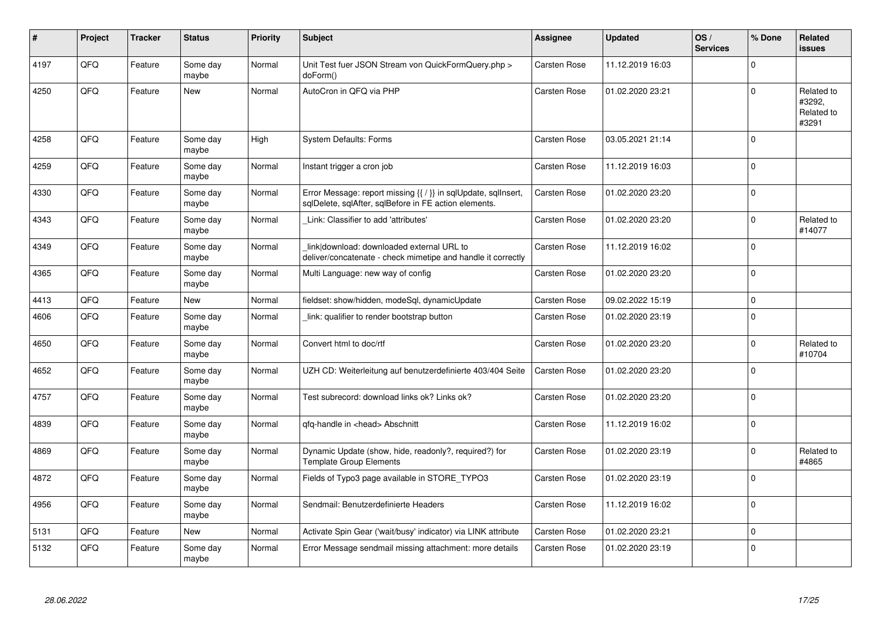| # | Project | Tracker | Status | Priority | Subject | Assignee | Updated | OS / Services | % Done | Related issues |
|---|---|---|---|---|---|---|---|---|---|---|
| 4197 | QFQ | Feature | Some day maybe | Normal | Unit Test fuer JSON Stream von QuickFormQuery.php > doForm() | Carsten Rose | 11.12.2019 16:03 | | 0 | |
| 4250 | QFQ | Feature | New | Normal | AutoCron in QFQ via PHP | Carsten Rose | 01.02.2020 23:21 | | 0 | Related to #3292, Related to #3291 |
| 4258 | QFQ | Feature | Some day maybe | High | System Defaults: Forms | Carsten Rose | 03.05.2021 21:14 | | 0 | |
| 4259 | QFQ | Feature | Some day maybe | Normal | Instant trigger a cron job | Carsten Rose | 11.12.2019 16:03 | | 0 | |
| 4330 | QFQ | Feature | Some day maybe | Normal | Error Message: report missing {{ / }} in sqlUpdate, sqlInsert, sqlDelete, sqlAfter, sqlBefore in FE action elements. | Carsten Rose | 01.02.2020 23:20 | | 0 | |
| 4343 | QFQ | Feature | Some day maybe | Normal | _Link: Classifier to add 'attributes' | Carsten Rose | 01.02.2020 23:20 | | 0 | Related to #14077 |
| 4349 | QFQ | Feature | Some day maybe | Normal | _link\|download: downloaded external URL to deliver/concatenate - check mimetipe and handle it correctly | Carsten Rose | 11.12.2019 16:02 | | 0 | |
| 4365 | QFQ | Feature | Some day maybe | Normal | Multi Language: new way of config | Carsten Rose | 01.02.2020 23:20 | | 0 | |
| 4413 | QFQ | Feature | New | Normal | fieldset: show/hidden, modeSql, dynamicUpdate | Carsten Rose | 09.02.2022 15:19 | | 0 | |
| 4606 | QFQ | Feature | Some day maybe | Normal | _link: qualifier to render bootstrap button | Carsten Rose | 01.02.2020 23:19 | | 0 | |
| 4650 | QFQ | Feature | Some day maybe | Normal | Convert html to doc/rtf | Carsten Rose | 01.02.2020 23:20 | | 0 | Related to #10704 |
| 4652 | QFQ | Feature | Some day maybe | Normal | UZH CD: Weiterleitung auf benutzerdefinierte 403/404 Seite | Carsten Rose | 01.02.2020 23:20 | | 0 | |
| 4757 | QFQ | Feature | Some day maybe | Normal | Test subrecord: download links ok? Links ok? | Carsten Rose | 01.02.2020 23:20 | | 0 | |
| 4839 | QFQ | Feature | Some day maybe | Normal | qfq-handle in <head> Abschnitt | Carsten Rose | 11.12.2019 16:02 | | 0 | |
| 4869 | QFQ | Feature | Some day maybe | Normal | Dynamic Update (show, hide, readonly?, required?) for Template Group Elements | Carsten Rose | 01.02.2020 23:19 | | 0 | Related to #4865 |
| 4872 | QFQ | Feature | Some day maybe | Normal | Fields of Typo3 page available in STORE_TYPO3 | Carsten Rose | 01.02.2020 23:19 | | 0 | |
| 4956 | QFQ | Feature | Some day maybe | Normal | Sendmail: Benutzerdefinierte Headers | Carsten Rose | 11.12.2019 16:02 | | 0 | |
| 5131 | QFQ | Feature | New | Normal | Activate Spin Gear ('wait/busy' indicator) via LINK attribute | Carsten Rose | 01.02.2020 23:21 | | 0 | |
| 5132 | QFQ | Feature | Some day maybe | Normal | Error Message sendmail missing attachment: more details | Carsten Rose | 01.02.2020 23:19 | | 0 | |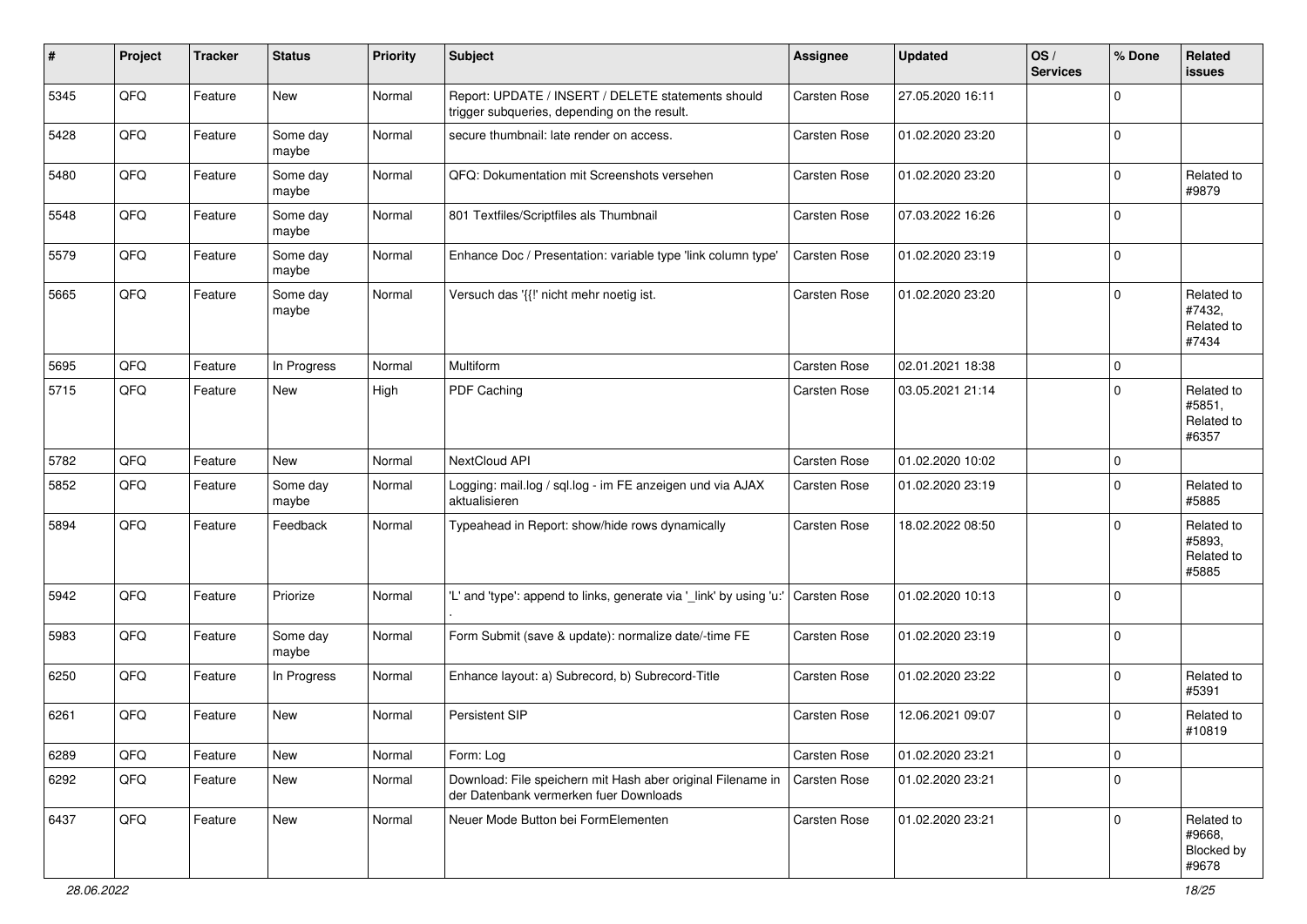| # | Project | Tracker | Status | Priority | Subject | Assignee | Updated | OS / Services | % Done | Related issues |
|---|---|---|---|---|---|---|---|---|---|---|
| 5345 | QFQ | Feature | New | Normal | Report: UPDATE / INSERT / DELETE statements should trigger subqueries, depending on the result. | Carsten Rose | 27.05.2020 16:11 | | 0 | |
| 5428 | QFQ | Feature | Some day maybe | Normal | secure thumbnail: late render on access. | Carsten Rose | 01.02.2020 23:20 | | 0 | |
| 5480 | QFQ | Feature | Some day maybe | Normal | QFQ: Dokumentation mit Screenshots versehen | Carsten Rose | 01.02.2020 23:20 | | 0 | Related to #9879 |
| 5548 | QFQ | Feature | Some day maybe | Normal | 801 Textfiles/Scriptfiles als Thumbnail | Carsten Rose | 07.03.2022 16:26 | | 0 | |
| 5579 | QFQ | Feature | Some day maybe | Normal | Enhance Doc / Presentation: variable type 'link column type' | Carsten Rose | 01.02.2020 23:19 | | 0 | |
| 5665 | QFQ | Feature | Some day maybe | Normal | Versuch das '{{!' nicht mehr noetig ist. | Carsten Rose | 01.02.2020 23:20 | | 0 | Related to #7432, Related to #7434 |
| 5695 | QFQ | Feature | In Progress | Normal | Multiform | Carsten Rose | 02.01.2021 18:38 | | 0 | |
| 5715 | QFQ | Feature | New | High | PDF Caching | Carsten Rose | 03.05.2021 21:14 | | 0 | Related to #5851, Related to #6357 |
| 5782 | QFQ | Feature | New | Normal | NextCloud API | Carsten Rose | 01.02.2020 10:02 | | 0 | |
| 5852 | QFQ | Feature | Some day maybe | Normal | Logging: mail.log / sql.log - im FE anzeigen und via AJAX aktualisieren | Carsten Rose | 01.02.2020 23:19 | | 0 | Related to #5885 |
| 5894 | QFQ | Feature | Feedback | Normal | Typeahead in Report: show/hide rows dynamically | Carsten Rose | 18.02.2022 08:50 | | 0 | Related to #5893, Related to #5885 |
| 5942 | QFQ | Feature | Priorize | Normal | 'L' and 'type': append to links, generate via '_link' by using 'u:' . | Carsten Rose | 01.02.2020 10:13 | | 0 | |
| 5983 | QFQ | Feature | Some day maybe | Normal | Form Submit (save & update): normalize date/-time FE | Carsten Rose | 01.02.2020 23:19 | | 0 | |
| 6250 | QFQ | Feature | In Progress | Normal | Enhance layout: a) Subrecord, b) Subrecord-Title | Carsten Rose | 01.02.2020 23:22 | | 0 | Related to #5391 |
| 6261 | QFQ | Feature | New | Normal | Persistent SIP | Carsten Rose | 12.06.2021 09:07 | | 0 | Related to #10819 |
| 6289 | QFQ | Feature | New | Normal | Form: Log | Carsten Rose | 01.02.2020 23:21 | | 0 | |
| 6292 | QFQ | Feature | New | Normal | Download: File speichern mit Hash aber original Filename in der Datenbank vermerken fuer Downloads | Carsten Rose | 01.02.2020 23:21 | | 0 | |
| 6437 | QFQ | Feature | New | Normal | Neuer Mode Button bei FormElementen | Carsten Rose | 01.02.2020 23:21 | | 0 | Related to #9668, Blocked by #9678 |

*28.06.2022*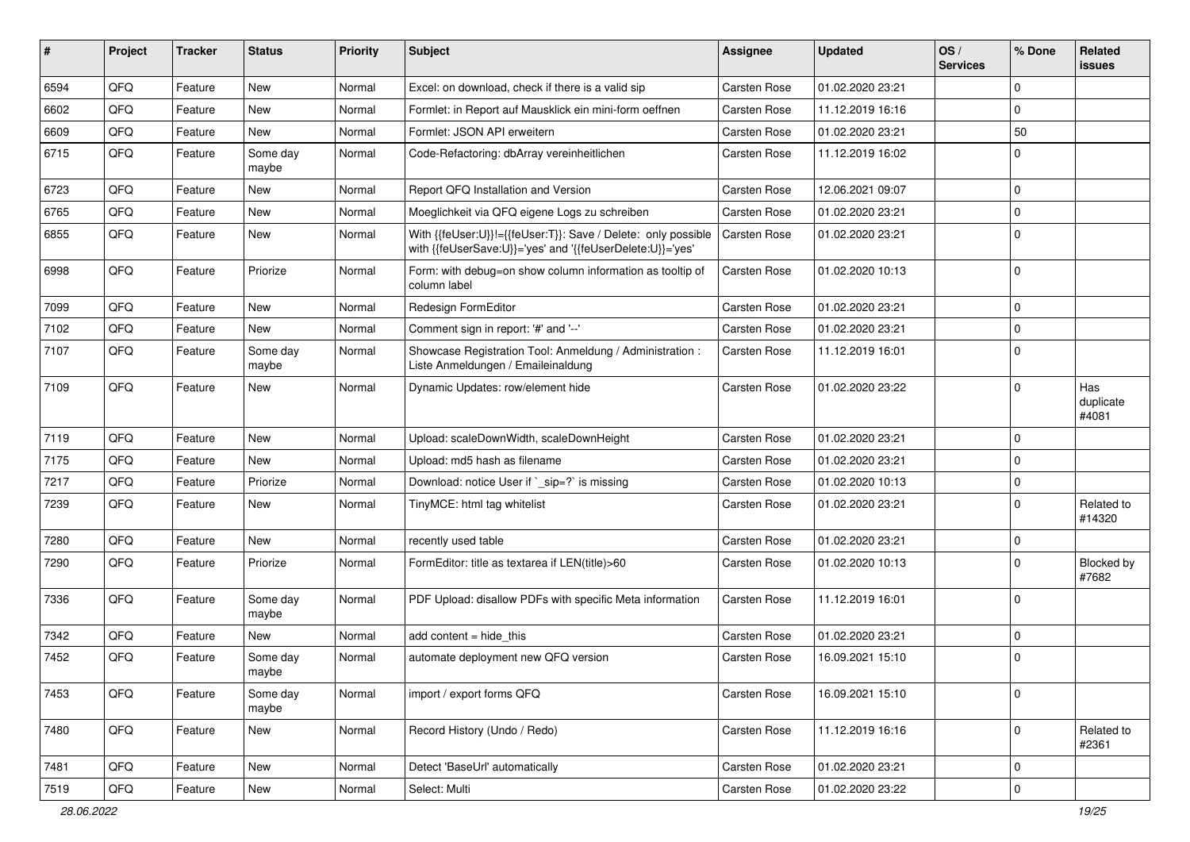| # | Project | Tracker | Status | Priority | Subject | Assignee | Updated | OS / Services | % Done | Related issues |
|---|---|---|---|---|---|---|---|---|---|---|
| 6594 | QFQ | Feature | New | Normal | Excel: on download, check if there is a valid sip | Carsten Rose | 01.02.2020 23:21 | | 0 | |
| 6602 | QFQ | Feature | New | Normal | Formlet: in Report auf Mausklick ein mini-form oeffnen | Carsten Rose | 11.12.2019 16:16 | | 0 | |
| 6609 | QFQ | Feature | New | Normal | Formlet: JSON API erweitern | Carsten Rose | 01.02.2020 23:21 | | 50 | |
| 6715 | QFQ | Feature | Some day maybe | Normal | Code-Refactoring: dbArray vereinheitlichen | Carsten Rose | 11.12.2019 16:02 | | 0 | |
| 6723 | QFQ | Feature | New | Normal | Report QFQ Installation and Version | Carsten Rose | 12.06.2021 09:07 | | 0 | |
| 6765 | QFQ | Feature | New | Normal | Moeglichkeit via QFQ eigene Logs zu schreiben | Carsten Rose | 01.02.2020 23:21 | | 0 | |
| 6855 | QFQ | Feature | New | Normal | With {{feUser:U}}!={{feUser:T}}: Save / Delete: only possible with {{feUserSave:U}}='yes' and '{{feUserDelete:U}}='yes' | Carsten Rose | 01.02.2020 23:21 | | 0 | |
| 6998 | QFQ | Feature | Priorize | Normal | Form: with debug=on show column information as tooltip of column label | Carsten Rose | 01.02.2020 10:13 | | 0 | |
| 7099 | QFQ | Feature | New | Normal | Redesign FormEditor | Carsten Rose | 01.02.2020 23:21 | | 0 | |
| 7102 | QFQ | Feature | New | Normal | Comment sign in report: '#' and '--' | Carsten Rose | 01.02.2020 23:21 | | 0 | |
| 7107 | QFQ | Feature | Some day maybe | Normal | Showcase Registration Tool: Anmeldung / Administration : Liste Anmeldungen / Emaileinaldung | Carsten Rose | 11.12.2019 16:01 | | 0 | |
| 7109 | QFQ | Feature | New | Normal | Dynamic Updates: row/element hide | Carsten Rose | 01.02.2020 23:22 | | 0 | Has duplicate #4081 |
| 7119 | QFQ | Feature | New | Normal | Upload: scaleDownWidth, scaleDownHeight | Carsten Rose | 01.02.2020 23:21 | | 0 | |
| 7175 | QFQ | Feature | New | Normal | Upload: md5 hash as filename | Carsten Rose | 01.02.2020 23:21 | | 0 | |
| 7217 | QFQ | Feature | Priorize | Normal | Download: notice User if `_sip=?` is missing | Carsten Rose | 01.02.2020 10:13 | | 0 | |
| 7239 | QFQ | Feature | New | Normal | TinyMCE: html tag whitelist | Carsten Rose | 01.02.2020 23:21 | | 0 | Related to #14320 |
| 7280 | QFQ | Feature | New | Normal | recently used table | Carsten Rose | 01.02.2020 23:21 | | 0 | |
| 7290 | QFQ | Feature | Priorize | Normal | FormEditor: title as textarea if LEN(title)>60 | Carsten Rose | 01.02.2020 10:13 | | 0 | Blocked by #7682 |
| 7336 | QFQ | Feature | Some day maybe | Normal | PDF Upload: disallow PDFs with specific Meta information | Carsten Rose | 11.12.2019 16:01 | | 0 | |
| 7342 | QFQ | Feature | New | Normal | add content = hide_this | Carsten Rose | 01.02.2020 23:21 | | 0 | |
| 7452 | QFQ | Feature | Some day maybe | Normal | automate deployment new QFQ version | Carsten Rose | 16.09.2021 15:10 | | 0 | |
| 7453 | QFQ | Feature | Some day maybe | Normal | import / export forms QFQ | Carsten Rose | 16.09.2021 15:10 | | 0 | |
| 7480 | QFQ | Feature | New | Normal | Record History (Undo / Redo) | Carsten Rose | 11.12.2019 16:16 | | 0 | Related to #2361 |
| 7481 | QFQ | Feature | New | Normal | Detect 'BaseUrl' automatically | Carsten Rose | 01.02.2020 23:21 | | 0 | |
| 7519 | QFQ | Feature | New | Normal | Select: Multi | Carsten Rose | 01.02.2020 23:22 | | 0 | |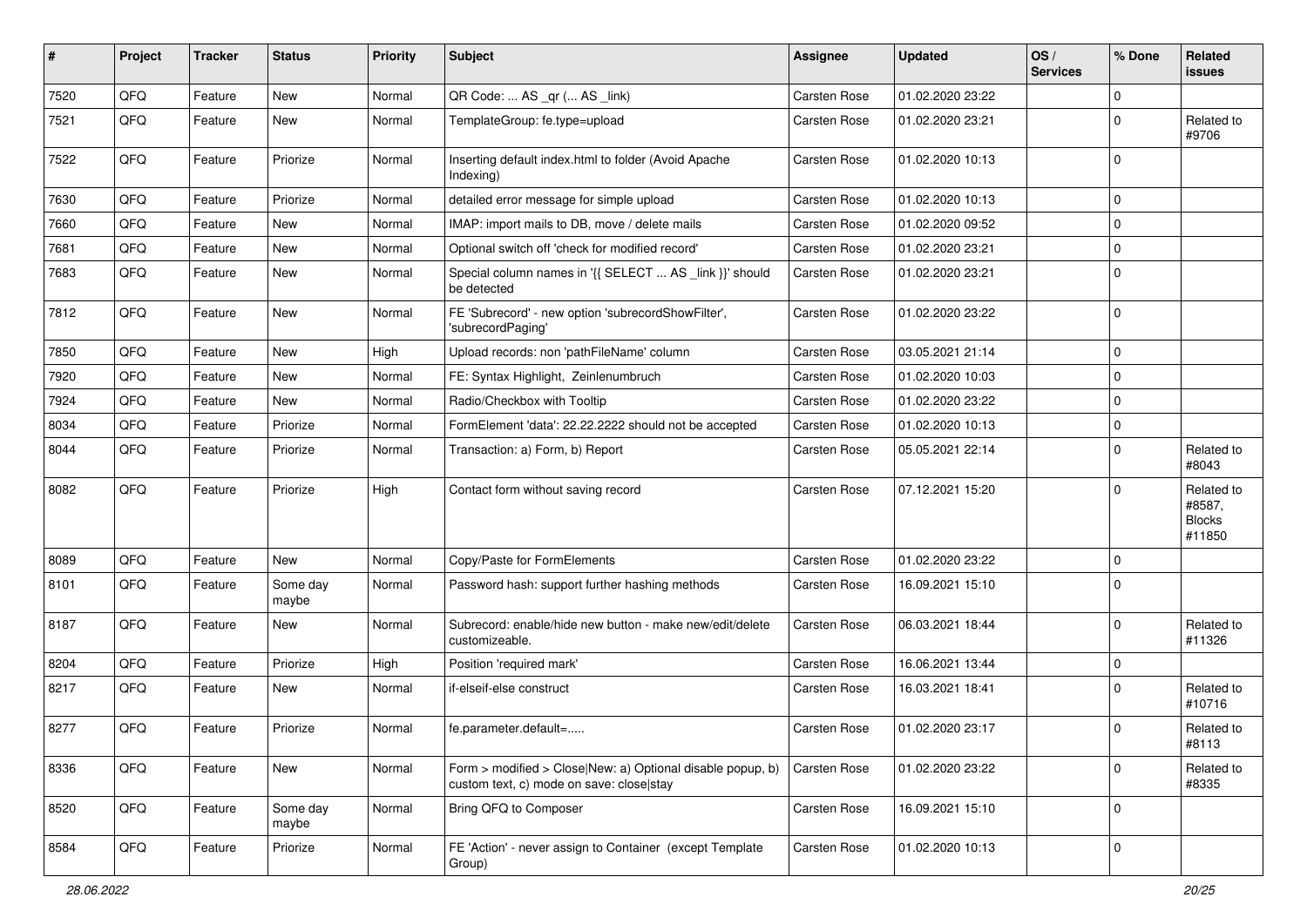| # | Project | Tracker | Status | Priority | Subject | Assignee | Updated | OS / Services | % Done | Related issues |
|---|---|---|---|---|---|---|---|---|---|---|
| 7520 | QFQ | Feature | New | Normal | QR Code: ... AS _qr ( ... AS _link) | Carsten Rose | 01.02.2020 23:22 | | 0 | |
| 7521 | QFQ | Feature | New | Normal | TemplateGroup: fe.type=upload | Carsten Rose | 01.02.2020 23:21 | | 0 | Related to #9706 |
| 7522 | QFQ | Feature | Priorize | Normal | Inserting default index.html to folder (Avoid Apache Indexing) | Carsten Rose | 01.02.2020 10:13 | | 0 | |
| 7630 | QFQ | Feature | Priorize | Normal | detailed error message for simple upload | Carsten Rose | 01.02.2020 10:13 | | 0 | |
| 7660 | QFQ | Feature | New | Normal | IMAP: import mails to DB, move / delete mails | Carsten Rose | 01.02.2020 09:52 | | 0 | |
| 7681 | QFQ | Feature | New | Normal | Optional switch off 'check for modified record' | Carsten Rose | 01.02.2020 23:21 | | 0 | |
| 7683 | QFQ | Feature | New | Normal | Special column names in '{{ SELECT ... AS _link }}' should be detected | Carsten Rose | 01.02.2020 23:21 | | 0 | |
| 7812 | QFQ | Feature | New | Normal | FE 'Subrecord' - new option 'subrecordShowFilter', 'subrecordPaging' | Carsten Rose | 01.02.2020 23:22 | | 0 | |
| 7850 | QFQ | Feature | New | High | Upload records: non 'pathFileName' column | Carsten Rose | 03.05.2021 21:14 | | 0 | |
| 7920 | QFQ | Feature | New | Normal | FE: Syntax Highlight, Zeinlenumbruch | Carsten Rose | 01.02.2020 10:03 | | 0 | |
| 7924 | QFQ | Feature | New | Normal | Radio/Checkbox with Tooltip | Carsten Rose | 01.02.2020 23:22 | | 0 | |
| 8034 | QFQ | Feature | Priorize | Normal | FormElement 'data': 22.22.2222 should not be accepted | Carsten Rose | 01.02.2020 10:13 | | 0 | |
| 8044 | QFQ | Feature | Priorize | Normal | Transaction: a) Form, b) Report | Carsten Rose | 05.05.2021 22:14 | | 0 | Related to #8043 |
| 8082 | QFQ | Feature | Priorize | High | Contact form without saving record | Carsten Rose | 07.12.2021 15:20 | | 0 | Related to #8587, Blocks #11850 |
| 8089 | QFQ | Feature | New | Normal | Copy/Paste for FormElements | Carsten Rose | 01.02.2020 23:22 | | 0 | |
| 8101 | QFQ | Feature | Some day maybe | Normal | Password hash: support further hashing methods | Carsten Rose | 16.09.2021 15:10 | | 0 | |
| 8187 | QFQ | Feature | New | Normal | Subrecord: enable/hide new button - make new/edit/delete customizeable. | Carsten Rose | 06.03.2021 18:44 | | 0 | Related to #11326 |
| 8204 | QFQ | Feature | Priorize | High | Position 'required mark' | Carsten Rose | 16.06.2021 13:44 | | 0 | |
| 8217 | QFQ | Feature | New | Normal | if-elseif-else construct | Carsten Rose | 16.03.2021 18:41 | | 0 | Related to #10716 |
| 8277 | QFQ | Feature | Priorize | Normal | fe.parameter.default=..... | Carsten Rose | 01.02.2020 23:17 | | 0 | Related to #8113 |
| 8336 | QFQ | Feature | New | Normal | Form > modified > Close\|New: a) Optional disable popup, b) custom text, c) mode on save: close\|stay | Carsten Rose | 01.02.2020 23:22 | | 0 | Related to #8335 |
| 8520 | QFQ | Feature | Some day maybe | Normal | Bring QFQ to Composer | Carsten Rose | 16.09.2021 15:10 | | 0 | |
| 8584 | QFQ | Feature | Priorize | Normal | FE 'Action' - never assign to Container (except Template Group) | Carsten Rose | 01.02.2020 10:13 | | 0 | |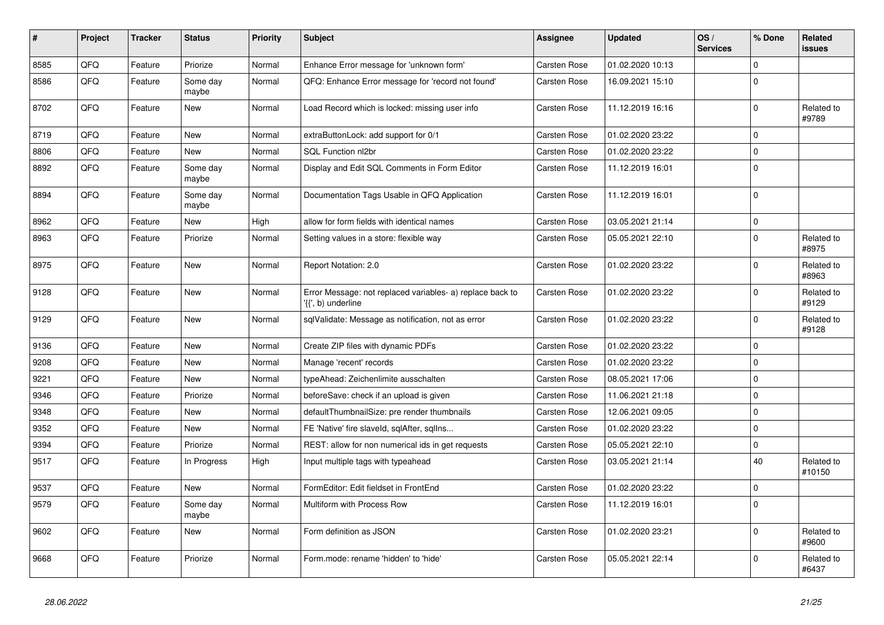| # | Project | Tracker | Status | Priority | Subject | Assignee | Updated | OS / Services | % Done | Related issues |
| --- | --- | --- | --- | --- | --- | --- | --- | --- | --- | --- |
| 8585 | QFQ | Feature | Priorize | Normal | Enhance Error message for 'unknown form' | Carsten Rose | 01.02.2020 10:13 | | 0 | |
| 8586 | QFQ | Feature | Some day maybe | Normal | QFQ: Enhance Error message for 'record not found' | Carsten Rose | 16.09.2021 15:10 | | 0 | |
| 8702 | QFQ | Feature | New | Normal | Load Record which is locked: missing user info | Carsten Rose | 11.12.2019 16:16 | | 0 | Related to #9789 |
| 8719 | QFQ | Feature | New | Normal | extraButtonLock: add support for 0/1 | Carsten Rose | 01.02.2020 23:22 | | 0 | |
| 8806 | QFQ | Feature | New | Normal | SQL Function nl2br | Carsten Rose | 01.02.2020 23:22 | | 0 | |
| 8892 | QFQ | Feature | Some day maybe | Normal | Display and Edit SQL Comments in Form Editor | Carsten Rose | 11.12.2019 16:01 | | 0 | |
| 8894 | QFQ | Feature | Some day maybe | Normal | Documentation Tags Usable in QFQ Application | Carsten Rose | 11.12.2019 16:01 | | 0 | |
| 8962 | QFQ | Feature | New | High | allow for form fields with identical names | Carsten Rose | 03.05.2021 21:14 | | 0 | |
| 8963 | QFQ | Feature | Priorize | Normal | Setting values in a store: flexible way | Carsten Rose | 05.05.2021 22:10 | | 0 | Related to #8975 |
| 8975 | QFQ | Feature | New | Normal | Report Notation: 2.0 | Carsten Rose | 01.02.2020 23:22 | | 0 | Related to #8963 |
| 9128 | QFQ | Feature | New | Normal | Error Message: not replaced variables- a) replace back to '{{', b) underline | Carsten Rose | 01.02.2020 23:22 | | 0 | Related to #9129 |
| 9129 | QFQ | Feature | New | Normal | sqlValidate: Message as notification, not as error | Carsten Rose | 01.02.2020 23:22 | | 0 | Related to #9128 |
| 9136 | QFQ | Feature | New | Normal | Create ZIP files with dynamic PDFs | Carsten Rose | 01.02.2020 23:22 | | 0 | |
| 9208 | QFQ | Feature | New | Normal | Manage 'recent' records | Carsten Rose | 01.02.2020 23:22 | | 0 | |
| 9221 | QFQ | Feature | New | Normal | typeAhead: Zeichenlimite ausschalten | Carsten Rose | 08.05.2021 17:06 | | 0 | |
| 9346 | QFQ | Feature | Priorize | Normal | beforeSave: check if an upload is given | Carsten Rose | 11.06.2021 21:18 | | 0 | |
| 9348 | QFQ | Feature | New | Normal | defaultThumbnailSize: pre render thumbnails | Carsten Rose | 12.06.2021 09:05 | | 0 | |
| 9352 | QFQ | Feature | New | Normal | FE 'Native' fire slaveId, sqlAfter, sqlIns... | Carsten Rose | 01.02.2020 23:22 | | 0 | |
| 9394 | QFQ | Feature | Priorize | Normal | REST: allow for non numerical ids in get requests | Carsten Rose | 05.05.2021 22:10 | | 0 | |
| 9517 | QFQ | Feature | In Progress | High | Input multiple tags with typeahead | Carsten Rose | 03.05.2021 21:14 | | 40 | Related to #10150 |
| 9537 | QFQ | Feature | New | Normal | FormEditor: Edit fieldset in FrontEnd | Carsten Rose | 01.02.2020 23:22 | | 0 | |
| 9579 | QFQ | Feature | Some day maybe | Normal | Multiform with Process Row | Carsten Rose | 11.12.2019 16:01 | | 0 | |
| 9602 | QFQ | Feature | New | Normal | Form definition as JSON | Carsten Rose | 01.02.2020 23:21 | | 0 | Related to #9600 |
| 9668 | QFQ | Feature | Priorize | Normal | Form.mode: rename 'hidden' to 'hide' | Carsten Rose | 05.05.2021 22:14 | | 0 | Related to #6437 |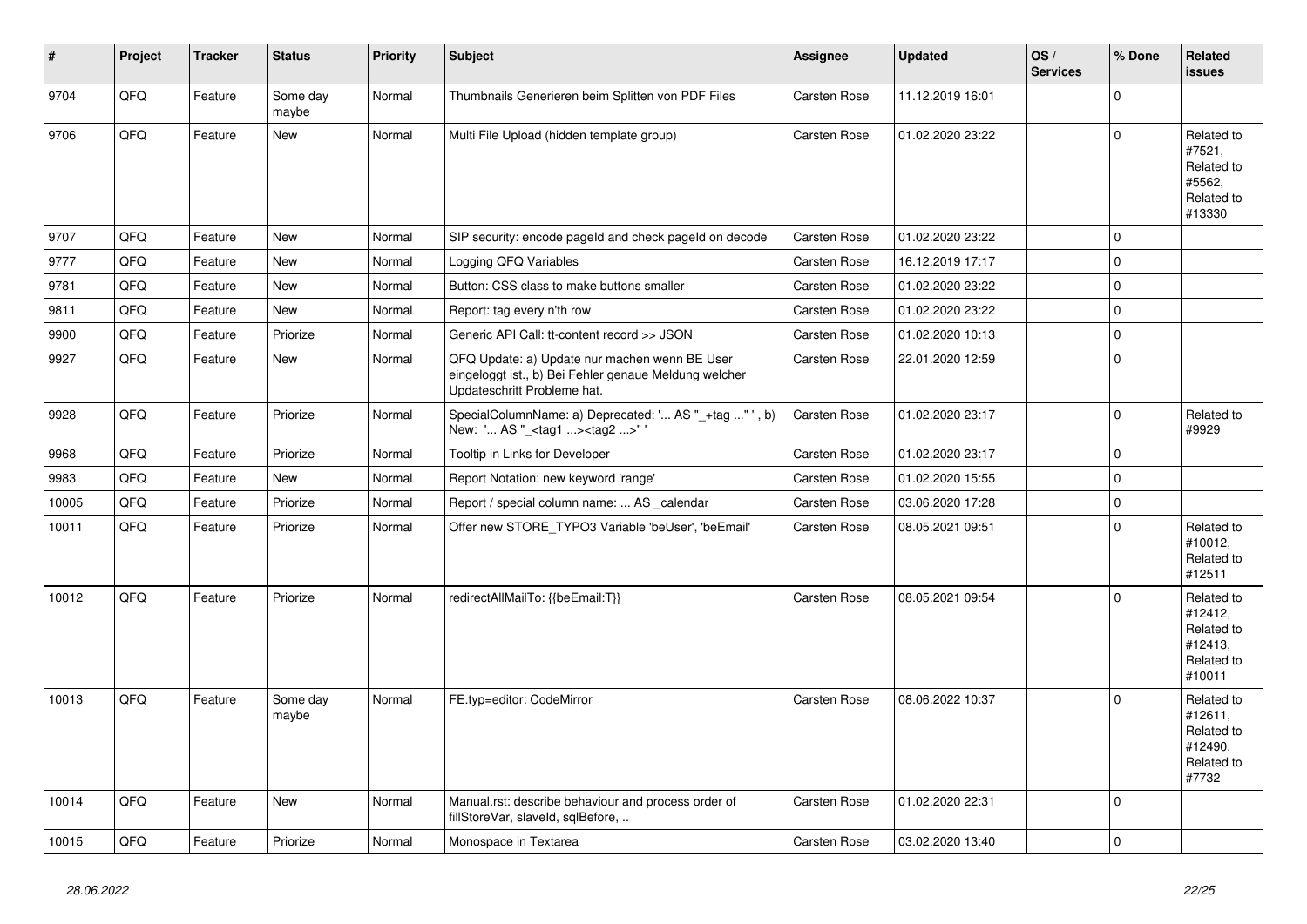| # | Project | Tracker | Status | Priority | Subject | Assignee | Updated | OS / Services | % Done | Related issues |
|---|---|---|---|---|---|---|---|---|---|---|
| 9704 | QFQ | Feature | Some day maybe | Normal | Thumbnails Generieren beim Splitten von PDF Files | Carsten Rose | 11.12.2019 16:01 | | 0 | |
| 9706 | QFQ | Feature | New | Normal | Multi File Upload (hidden template group) | Carsten Rose | 01.02.2020 23:22 | | 0 | Related to #7521, Related to #5562, Related to #13330 |
| 9707 | QFQ | Feature | New | Normal | SIP security: encode pageId and check pageId on decode | Carsten Rose | 01.02.2020 23:22 | | 0 | |
| 9777 | QFQ | Feature | New | Normal | Logging QFQ Variables | Carsten Rose | 16.12.2019 17:17 | | 0 | |
| 9781 | QFQ | Feature | New | Normal | Button: CSS class to make buttons smaller | Carsten Rose | 01.02.2020 23:22 | | 0 | |
| 9811 | QFQ | Feature | New | Normal | Report: tag every n'th row | Carsten Rose | 01.02.2020 23:22 | | 0 | |
| 9900 | QFQ | Feature | Priorize | Normal | Generic API Call: tt-content record >> JSON | Carsten Rose | 01.02.2020 10:13 | | 0 | |
| 9927 | QFQ | Feature | New | Normal | QFQ Update: a) Update nur machen wenn BE User eingeloggt ist., b) Bei Fehler genaue Meldung welcher Updateschritt Probleme hat. | Carsten Rose | 22.01.2020 12:59 | | 0 | |
| 9928 | QFQ | Feature | Priorize | Normal | SpecialColumnName: a) Deprecated: '... AS "_+tag ..." ', b) New: '... AS "_<tag1 ...><tag2 ...>" ' | Carsten Rose | 01.02.2020 23:17 | | 0 | Related to #9929 |
| 9968 | QFQ | Feature | Priorize | Normal | Tooltip in Links for Developer | Carsten Rose | 01.02.2020 23:17 | | 0 | |
| 9983 | QFQ | Feature | New | Normal | Report Notation: new keyword 'range' | Carsten Rose | 01.02.2020 15:55 | | 0 | |
| 10005 | QFQ | Feature | Priorize | Normal | Report / special column name: ... AS _calendar | Carsten Rose | 03.06.2020 17:28 | | 0 | |
| 10011 | QFQ | Feature | Priorize | Normal | Offer new STORE_TYPO3 Variable 'beUser', 'beEmail' | Carsten Rose | 08.05.2021 09:51 | | 0 | Related to #10012, Related to #12511 |
| 10012 | QFQ | Feature | Priorize | Normal | redirectAllMailTo: {{beEmail:T}} | Carsten Rose | 08.05.2021 09:54 | | 0 | Related to #12412, Related to #12413, Related to #10011 |
| 10013 | QFQ | Feature | Some day maybe | Normal | FE.typ=editor: CodeMirror | Carsten Rose | 08.06.2022 10:37 | | 0 | Related to #12611, Related to #12490, Related to #7732 |
| 10014 | QFQ | Feature | New | Normal | Manual.rst: describe behaviour and process order of fillStoreVar, slaveId, sqlBefore, .. | Carsten Rose | 01.02.2020 22:31 | | 0 | |
| 10015 | QFQ | Feature | Priorize | Normal | Monospace in Textarea | Carsten Rose | 03.02.2020 13:40 | | 0 | |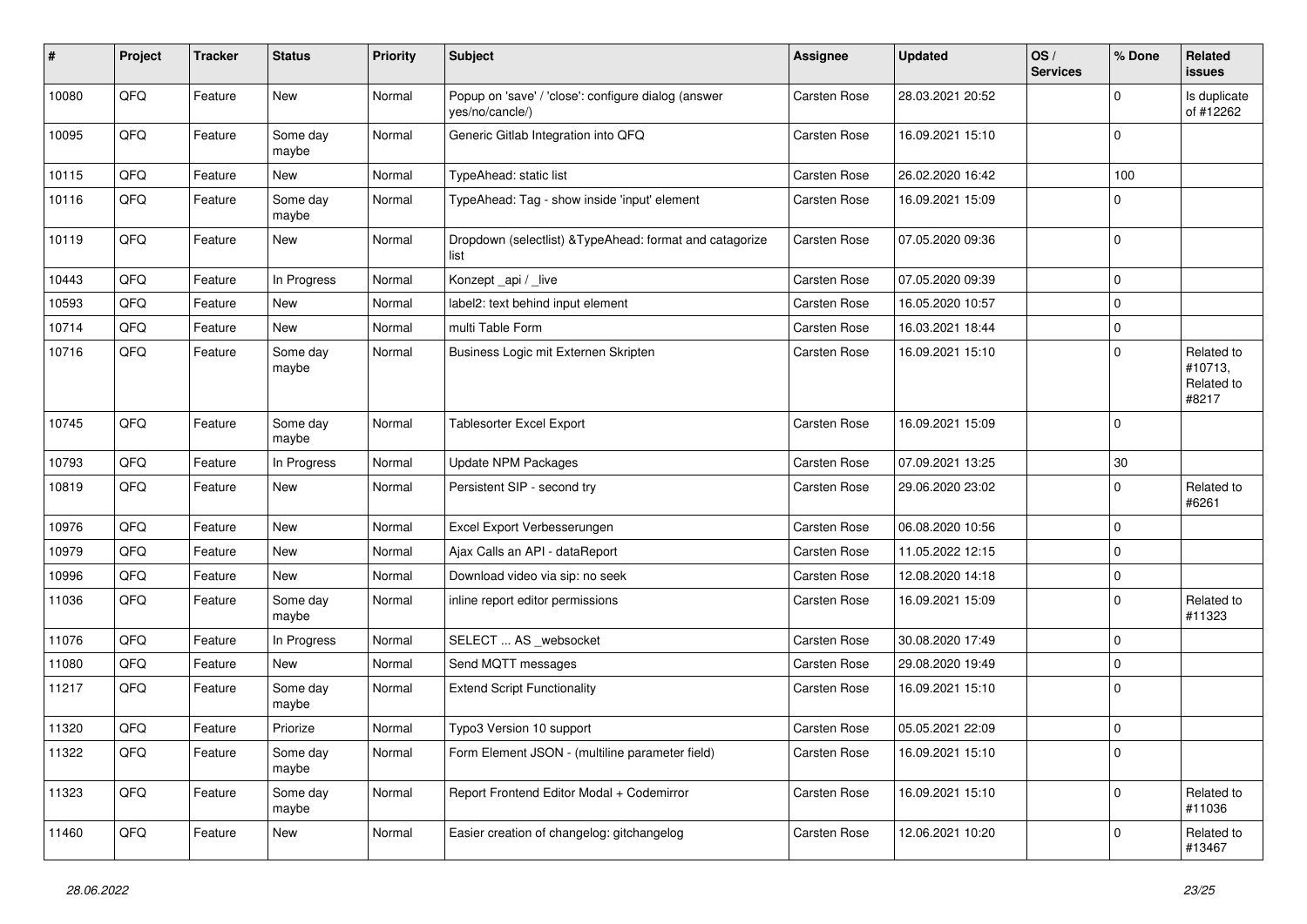| # | Project | Tracker | Status | Priority | Subject | Assignee | Updated | OS / Services | % Done | Related issues |
|---|---|---|---|---|---|---|---|---|---|---|
| 10080 | QFQ | Feature | New | Normal | Popup on 'save' / 'close': configure dialog (answer yes/no/cancle/) | Carsten Rose | 28.03.2021 20:52 | | 0 | Is duplicate of #12262 |
| 10095 | QFQ | Feature | Some day maybe | Normal | Generic Gitlab Integration into QFQ | Carsten Rose | 16.09.2021 15:10 | | 0 | |
| 10115 | QFQ | Feature | New | Normal | TypeAhead: static list | Carsten Rose | 26.02.2020 16:42 | | 100 | |
| 10116 | QFQ | Feature | Some day maybe | Normal | TypeAhead: Tag - show inside 'input' element | Carsten Rose | 16.09.2021 15:09 | | 0 | |
| 10119 | QFQ | Feature | New | Normal | Dropdown (selectlist) &TypeAhead: format and catagorize list | Carsten Rose | 07.05.2020 09:36 | | 0 | |
| 10443 | QFQ | Feature | In Progress | Normal | Konzept _api / _live | Carsten Rose | 07.05.2020 09:39 | | 0 | |
| 10593 | QFQ | Feature | New | Normal | label2: text behind input element | Carsten Rose | 16.05.2020 10:57 | | 0 | |
| 10714 | QFQ | Feature | New | Normal | multi Table Form | Carsten Rose | 16.03.2021 18:44 | | 0 | |
| 10716 | QFQ | Feature | Some day maybe | Normal | Business Logic mit Externen Skripten | Carsten Rose | 16.09.2021 15:10 | | 0 | Related to #10713, Related to #8217 |
| 10745 | QFQ | Feature | Some day maybe | Normal | Tablesorter Excel Export | Carsten Rose | 16.09.2021 15:09 | | 0 | |
| 10793 | QFQ | Feature | In Progress | Normal | Update NPM Packages | Carsten Rose | 07.09.2021 13:25 | | 30 | |
| 10819 | QFQ | Feature | New | Normal | Persistent SIP - second try | Carsten Rose | 29.06.2020 23:02 | | 0 | Related to #6261 |
| 10976 | QFQ | Feature | New | Normal | Excel Export Verbesserungen | Carsten Rose | 06.08.2020 10:56 | | 0 | |
| 10979 | QFQ | Feature | New | Normal | Ajax Calls an API - dataReport | Carsten Rose | 11.05.2022 12:15 | | 0 | |
| 10996 | QFQ | Feature | New | Normal | Download video via sip: no seek | Carsten Rose | 12.08.2020 14:18 | | 0 | |
| 11036 | QFQ | Feature | Some day maybe | Normal | inline report editor permissions | Carsten Rose | 16.09.2021 15:09 | | 0 | Related to #11323 |
| 11076 | QFQ | Feature | In Progress | Normal | SELECT ... AS _websocket | Carsten Rose | 30.08.2020 17:49 | | 0 | |
| 11080 | QFQ | Feature | New | Normal | Send MQTT messages | Carsten Rose | 29.08.2020 19:49 | | 0 | |
| 11217 | QFQ | Feature | Some day maybe | Normal | Extend Script Functionality | Carsten Rose | 16.09.2021 15:10 | | 0 | |
| 11320 | QFQ | Feature | Priorize | Normal | Typo3 Version 10 support | Carsten Rose | 05.05.2021 22:09 | | 0 | |
| 11322 | QFQ | Feature | Some day maybe | Normal | Form Element JSON - (multiline parameter field) | Carsten Rose | 16.09.2021 15:10 | | 0 | |
| 11323 | QFQ | Feature | Some day maybe | Normal | Report Frontend Editor Modal + Codemirror | Carsten Rose | 16.09.2021 15:10 | | 0 | Related to #11036 |
| 11460 | QFQ | Feature | New | Normal | Easier creation of changelog: gitchangelog | Carsten Rose | 12.06.2021 10:20 | | 0 | Related to #13467 |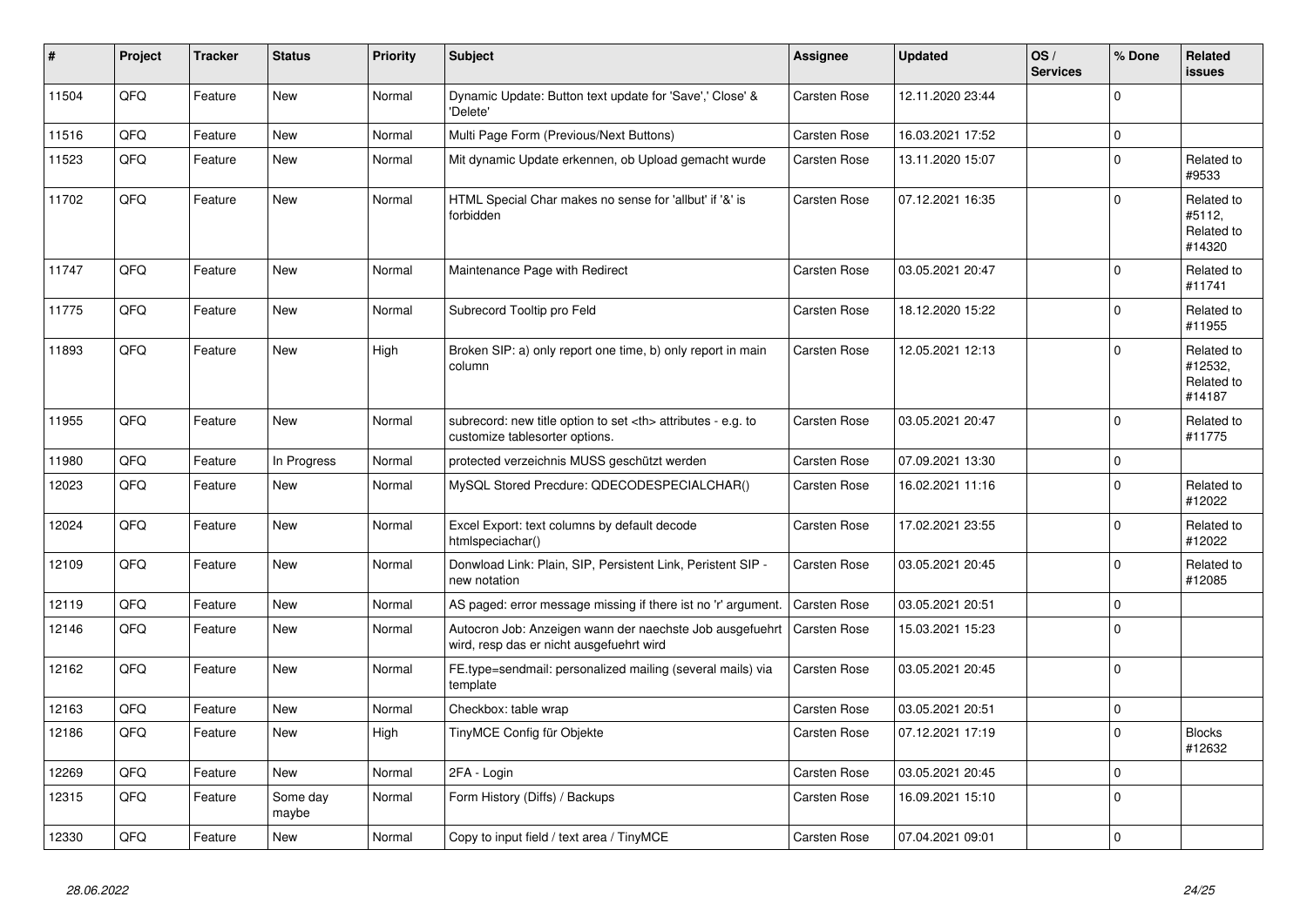| # | Project | Tracker | Status | Priority | Subject | Assignee | Updated | OS / Services | % Done | Related issues |
|---|---|---|---|---|---|---|---|---|---|---|
| 11504 | QFQ | Feature | New | Normal | Dynamic Update: Button text update for 'Save',' Close' & 'Delete' | Carsten Rose | 12.11.2020 23:44 | | 0 | |
| 11516 | QFQ | Feature | New | Normal | Multi Page Form (Previous/Next Buttons) | Carsten Rose | 16.03.2021 17:52 | | 0 | |
| 11523 | QFQ | Feature | New | Normal | Mit dynamic Update erkennen, ob Upload gemacht wurde | Carsten Rose | 13.11.2020 15:07 | | 0 | Related to #9533 |
| 11702 | QFQ | Feature | New | Normal | HTML Special Char makes no sense for 'allbut' if '&' is forbidden | Carsten Rose | 07.12.2021 16:35 | | 0 | Related to #5112, Related to #14320 |
| 11747 | QFQ | Feature | New | Normal | Maintenance Page with Redirect | Carsten Rose | 03.05.2021 20:47 | | 0 | Related to #11741 |
| 11775 | QFQ | Feature | New | Normal | Subrecord Tooltip pro Feld | Carsten Rose | 18.12.2020 15:22 | | 0 | Related to #11955 |
| 11893 | QFQ | Feature | New | High | Broken SIP: a) only report one time, b) only report in main column | Carsten Rose | 12.05.2021 12:13 | | 0 | Related to #12532, Related to #14187 |
| 11955 | QFQ | Feature | New | Normal | subrecord: new title option to set <th> attributes - e.g. to customize tablesorter options. | Carsten Rose | 03.05.2021 20:47 | | 0 | Related to #11775 |
| 11980 | QFQ | Feature | In Progress | Normal | protected verzeichnis MUSS geschützt werden | Carsten Rose | 07.09.2021 13:30 | | 0 | |
| 12023 | QFQ | Feature | New | Normal | MySQL Stored Precdure: QDECODESPECIALCHAR() | Carsten Rose | 16.02.2021 11:16 | | 0 | Related to #12022 |
| 12024 | QFQ | Feature | New | Normal | Excel Export: text columns by default decode htmlspeciachar() | Carsten Rose | 17.02.2021 23:55 | | 0 | Related to #12022 |
| 12109 | QFQ | Feature | New | Normal | Donwload Link: Plain, SIP, Persistent Link, Peristent SIP - new notation | Carsten Rose | 03.05.2021 20:45 | | 0 | Related to #12085 |
| 12119 | QFQ | Feature | New | Normal | AS paged: error message missing if there ist no 'r' argument. | Carsten Rose | 03.05.2021 20:51 | | 0 | |
| 12146 | QFQ | Feature | New | Normal | Autocron Job: Anzeigen wann der naechste Job ausgefuehrt wird, resp das er nicht ausgefuehrt wird | Carsten Rose | 15.03.2021 15:23 | | 0 | |
| 12162 | QFQ | Feature | New | Normal | FE.type=sendmail: personalized mailing (several mails) via template | Carsten Rose | 03.05.2021 20:45 | | 0 | |
| 12163 | QFQ | Feature | New | Normal | Checkbox: table wrap | Carsten Rose | 03.05.2021 20:51 | | 0 | |
| 12186 | QFQ | Feature | New | High | TinyMCE Config für Objekte | Carsten Rose | 07.12.2021 17:19 | | 0 | Blocks #12632 |
| 12269 | QFQ | Feature | New | Normal | 2FA - Login | Carsten Rose | 03.05.2021 20:45 | | 0 | |
| 12315 | QFQ | Feature | Some day maybe | Normal | Form History (Diffs) / Backups | Carsten Rose | 16.09.2021 15:10 | | 0 | |
| 12330 | QFQ | Feature | New | Normal | Copy to input field / text area / TinyMCE | Carsten Rose | 07.04.2021 09:01 | | 0 | |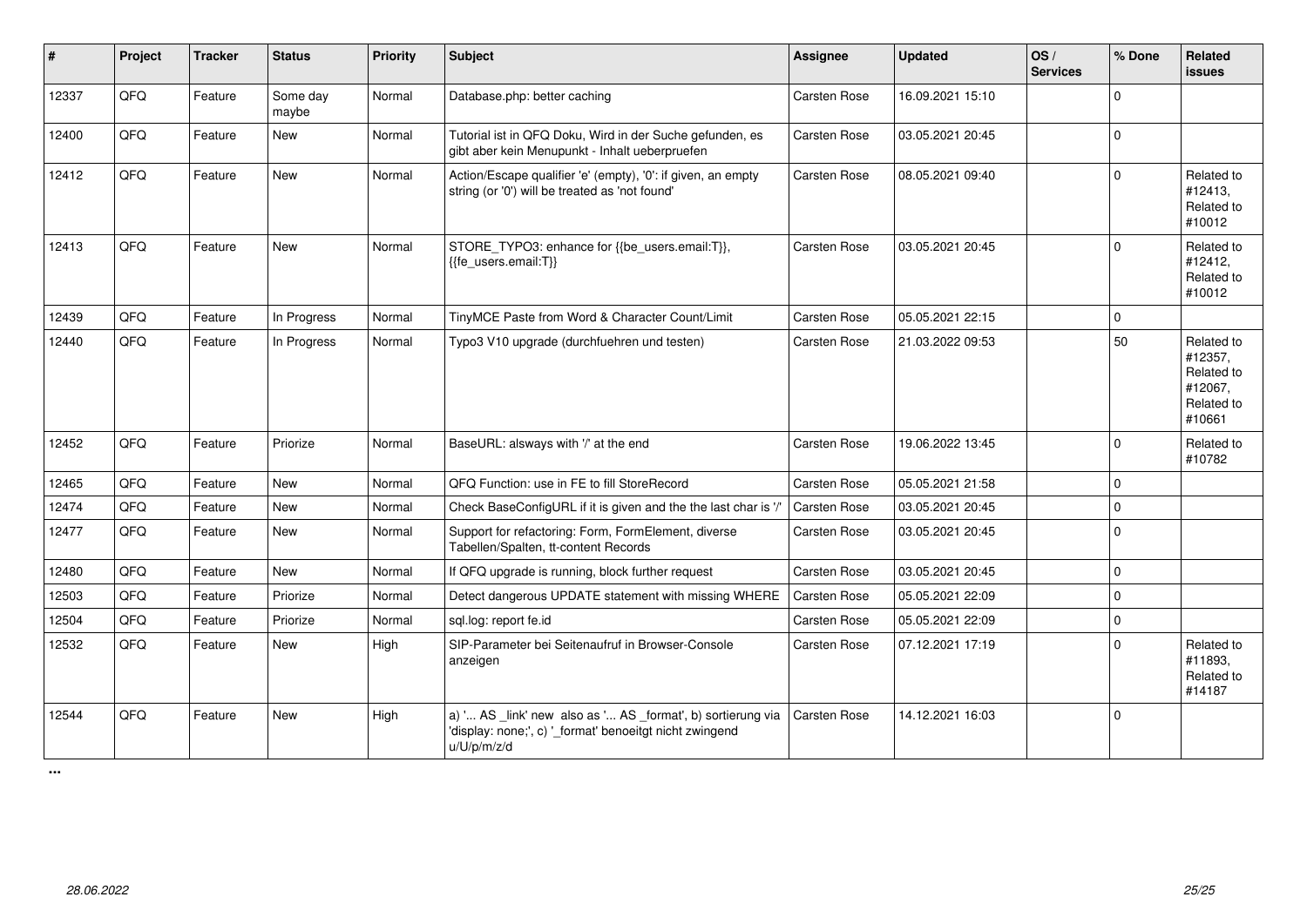| # | Project | Tracker | Status | Priority | Subject | Assignee | Updated | OS / Services | % Done | Related issues |
|---|---|---|---|---|---|---|---|---|---|---|
| 12337 | QFQ | Feature | Some day maybe | Normal | Database.php: better caching | Carsten Rose | 16.09.2021 15:10 | | 0 | |
| 12400 | QFQ | Feature | New | Normal | Tutorial ist in QFQ Doku, Wird in der Suche gefunden, es gibt aber kein Menupunkt - Inhalt ueberpruefen | Carsten Rose | 03.05.2021 20:45 | | 0 | |
| 12412 | QFQ | Feature | New | Normal | Action/Escape qualifier 'e' (empty), '0': if given, an empty string (or '0') will be treated as 'not found' | Carsten Rose | 08.05.2021 09:40 | | 0 | Related to #12413, Related to #10012 |
| 12413 | QFQ | Feature | New | Normal | STORE_TYPO3: enhance for {{be_users.email:T}}, {{fe_users.email:T}} | Carsten Rose | 03.05.2021 20:45 | | 0 | Related to #12412, Related to #10012 |
| 12439 | QFQ | Feature | In Progress | Normal | TinyMCE Paste from Word & Character Count/Limit | Carsten Rose | 05.05.2021 22:15 | | 0 | |
| 12440 | QFQ | Feature | In Progress | Normal | Typo3 V10 upgrade (durchfuehren und testen) | Carsten Rose | 21.03.2022 09:53 | | 50 | Related to #12357, Related to #12067, Related to #10661 |
| 12452 | QFQ | Feature | Priorize | Normal | BaseURL: alsways with '/' at the end | Carsten Rose | 19.06.2022 13:45 | | 0 | Related to #10782 |
| 12465 | QFQ | Feature | New | Normal | QFQ Function: use in FE to fill StoreRecord | Carsten Rose | 05.05.2021 21:58 | | 0 | |
| 12474 | QFQ | Feature | New | Normal | Check BaseConfigURL if it is given and the the last char is '/' | Carsten Rose | 03.05.2021 20:45 | | 0 | |
| 12477 | QFQ | Feature | New | Normal | Support for refactoring: Form, FormElement, diverse Tabellen/Spalten, tt-content Records | Carsten Rose | 03.05.2021 20:45 | | 0 | |
| 12480 | QFQ | Feature | New | Normal | If QFQ upgrade is running, block further request | Carsten Rose | 03.05.2021 20:45 | | 0 | |
| 12503 | QFQ | Feature | Priorize | Normal | Detect dangerous UPDATE statement with missing WHERE | Carsten Rose | 05.05.2021 22:09 | | 0 | |
| 12504 | QFQ | Feature | Priorize | Normal | sql.log: report fe.id | Carsten Rose | 05.05.2021 22:09 | | 0 | |
| 12532 | QFQ | Feature | New | High | SIP-Parameter bei Seitenaufruf in Browser-Console anzeigen | Carsten Rose | 07.12.2021 17:19 | | 0 | Related to #11893, Related to #14187 |
| 12544 | QFQ | Feature | New | High | a) '... AS _link' new also as '... AS _format', b) sortierung via 'display: none;', c) '_format' benoeitgt nicht zwingend u/U/p/m/z/d | Carsten Rose | 14.12.2021 16:03 | | 0 | |

...